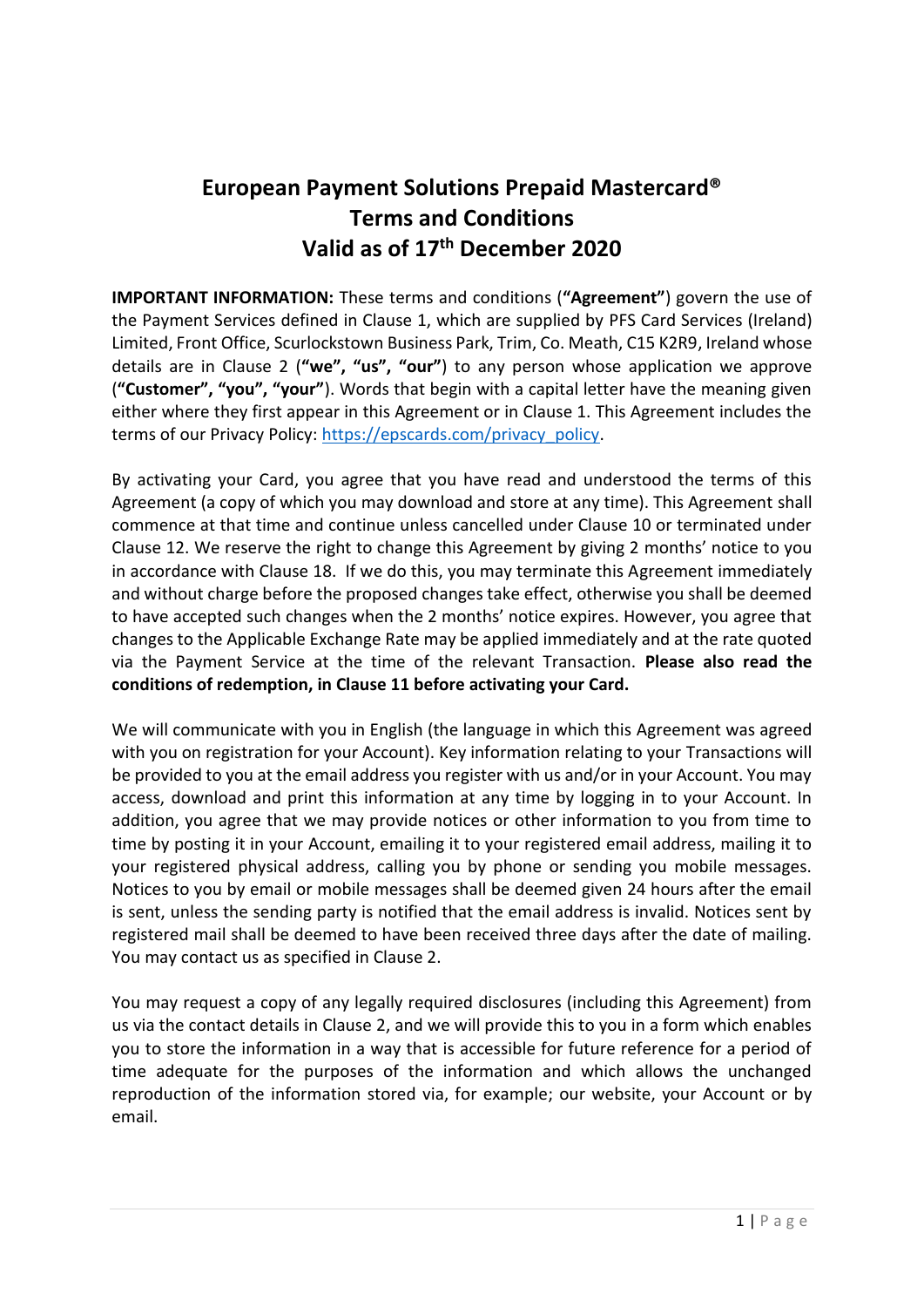# European Payment Solutions Prepaid Mastercard®
# Terms and Conditions
# Valid as of 17th December 2020

**IMPORTANT INFORMATION:** These terms and conditions (**"Agreement"**) govern the use of the Payment Services defined in Clause 1, which are supplied by PFS Card Services (Ireland) Limited, Front Office, Scurlockstown Business Park, Trim, Co. Meath, C15 K2R9, Ireland whose details are in Clause 2 (**"we", "us", "our"**) to any person whose application we approve (**"Customer", "you", "your"**). Words that begin with a capital letter have the meaning given either where they first appear in this Agreement or in Clause 1. This Agreement includes the terms of our Privacy Policy: https://epscards.com/privacy_policy.

By activating your Card, you agree that you have read and understood the terms of this Agreement (a copy of which you may download and store at any time). This Agreement shall commence at that time and continue unless cancelled under Clause 10 or terminated under Clause 12. We reserve the right to change this Agreement by giving 2 months' notice to you in accordance with Clause 18. If we do this, you may terminate this Agreement immediately and without charge before the proposed changes take effect, otherwise you shall be deemed to have accepted such changes when the 2 months' notice expires. However, you agree that changes to the Applicable Exchange Rate may be applied immediately and at the rate quoted via the Payment Service at the time of the relevant Transaction. **Please also read the conditions of redemption, in Clause 11 before activating your Card.**

We will communicate with you in English (the language in which this Agreement was agreed with you on registration for your Account). Key information relating to your Transactions will be provided to you at the email address you register with us and/or in your Account. You may access, download and print this information at any time by logging in to your Account. In addition, you agree that we may provide notices or other information to you from time to time by posting it in your Account, emailing it to your registered email address, mailing it to your registered physical address, calling you by phone or sending you mobile messages. Notices to you by email or mobile messages shall be deemed given 24 hours after the email is sent, unless the sending party is notified that the email address is invalid. Notices sent by registered mail shall be deemed to have been received three days after the date of mailing. You may contact us as specified in Clause 2.

You may request a copy of any legally required disclosures (including this Agreement) from us via the contact details in Clause 2, and we will provide this to you in a form which enables you to store the information in a way that is accessible for future reference for a period of time adequate for the purposes of the information and which allows the unchanged reproduction of the information stored via, for example; our website, your Account or by email.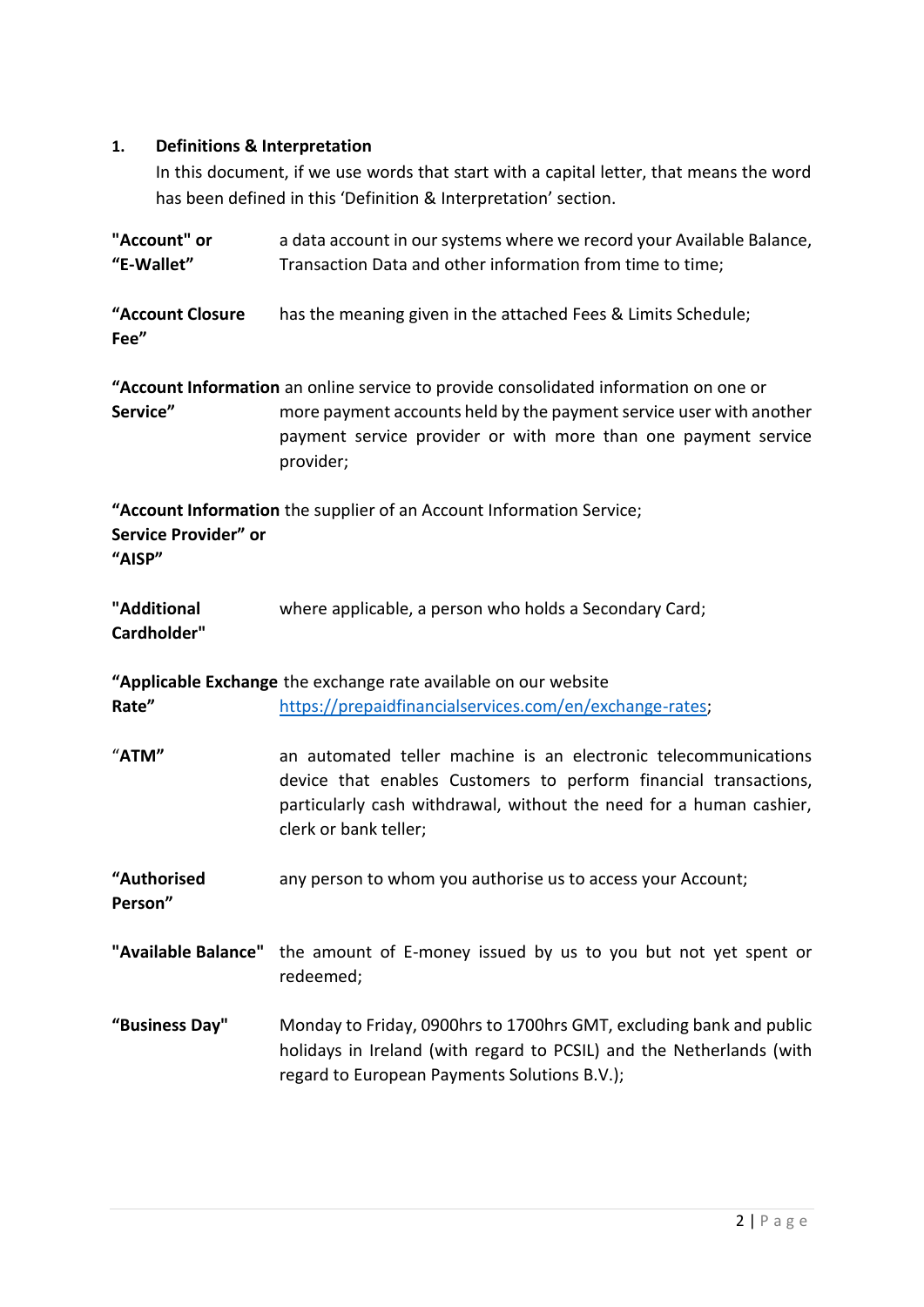## 1. Definitions & Interpretation

In this document, if we use words that start with a capital letter, that means the word has been defined in this 'Definition & Interpretation' section.

**"Account" or "E-Wallet"** a data account in our systems where we record your Available Balance, Transaction Data and other information from time to time;

**"Account Closure Fee"** has the meaning given in the attached Fees & Limits Schedule;

**"Account Information Service"** an online service to provide consolidated information on one or more payment accounts held by the payment service user with another payment service provider or with more than one payment service provider;

**"Account Information Service Provider" or "AISP"** the supplier of an Account Information Service;

**"Additional Cardholder"** where applicable, a person who holds a Secondary Card;

**"Applicable Exchange Rate"** the exchange rate available on our website [https://prepaidfinancialservices.com/en/exchange-rates](https://prepaidfinancialservices.com/en/exchange-rates);

**"ATM"** an automated teller machine is an electronic telecommunications device that enables Customers to perform financial transactions, particularly cash withdrawal, without the need for a human cashier, clerk or bank teller;

**"Authorised Person"** any person to whom you authorise us to access your Account;

**"Available Balance"** the amount of E-money issued by us to you but not yet spent or redeemed;

**"Business Day"** Monday to Friday, 0900hrs to 1700hrs GMT, excluding bank and public holidays in Ireland (with regard to PCSIL) and the Netherlands (with regard to European Payments Solutions B.V.);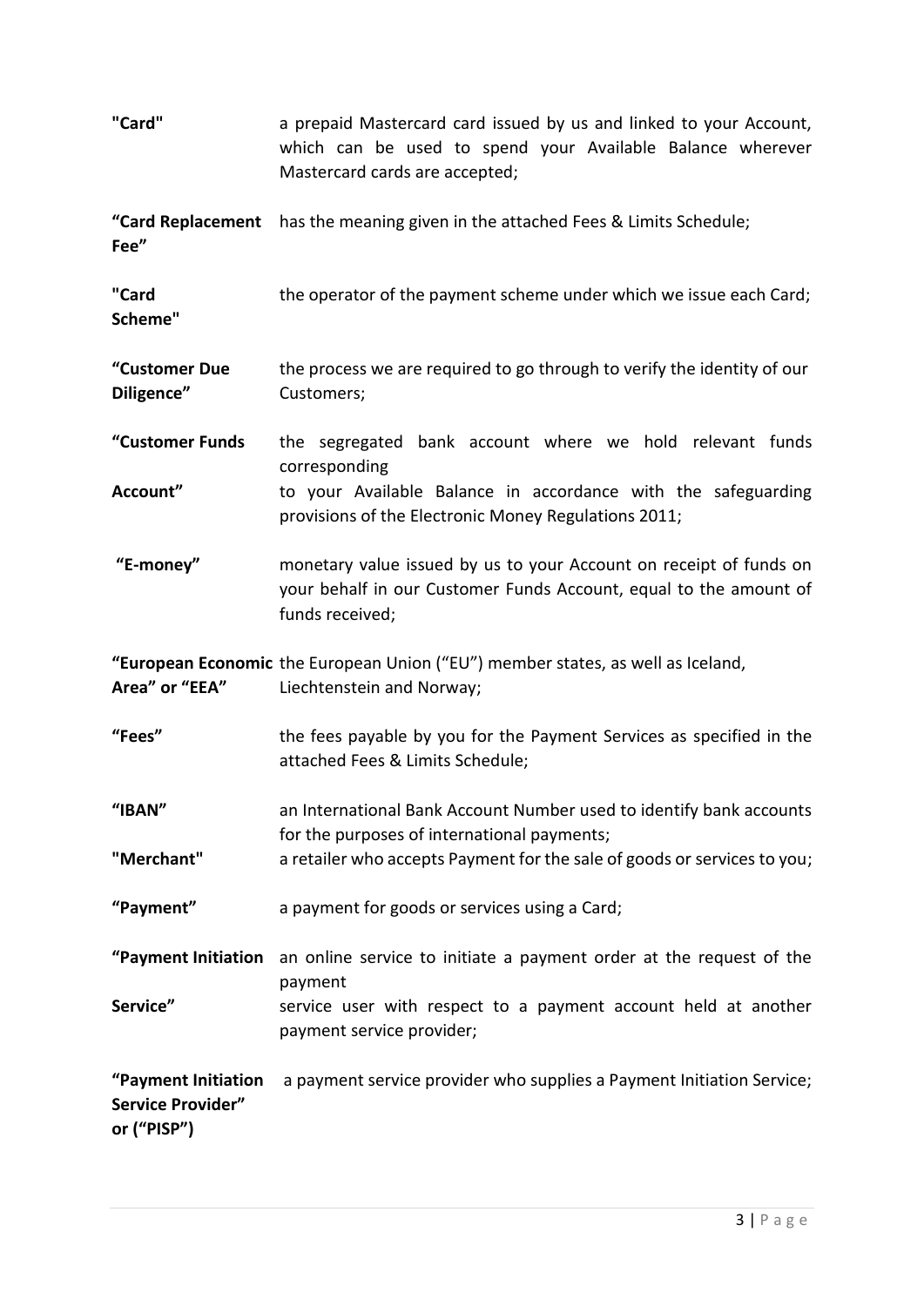**"Card"** a prepaid Mastercard card issued by us and linked to your Account, which can be used to spend your Available Balance wherever Mastercard cards are accepted;

**"Card Replacement Fee"** has the meaning given in the attached Fees & Limits Schedule;

**"Card Scheme"** the operator of the payment scheme under which we issue each Card;

**"Customer Due Diligence"** the process we are required to go through to verify the identity of our Customers;

**"Customer Funds Account"** the segregated bank account where we hold relevant funds corresponding to your Available Balance in accordance with the safeguarding provisions of the Electronic Money Regulations 2011;

**"E-money"** monetary value issued by us to your Account on receipt of funds on your behalf in our Customer Funds Account, equal to the amount of funds received;

**"European Economic Area" or "EEA"** the European Union ("EU") member states, as well as Iceland, Liechtenstein and Norway;

**"Fees"** the fees payable by you for the Payment Services as specified in the attached Fees & Limits Schedule;

**"IBAN"** an International Bank Account Number used to identify bank accounts for the purposes of international payments;

**"Merchant"** a retailer who accepts Payment for the sale of goods or services to you;

**"Payment"** a payment for goods or services using a Card;

**"Payment Initiation Service"** an online service to initiate a payment order at the request of the payment service user with respect to a payment account held at another payment service provider;

**"Payment Initiation Service Provider" or ("PISP")** a payment service provider who supplies a Payment Initiation Service;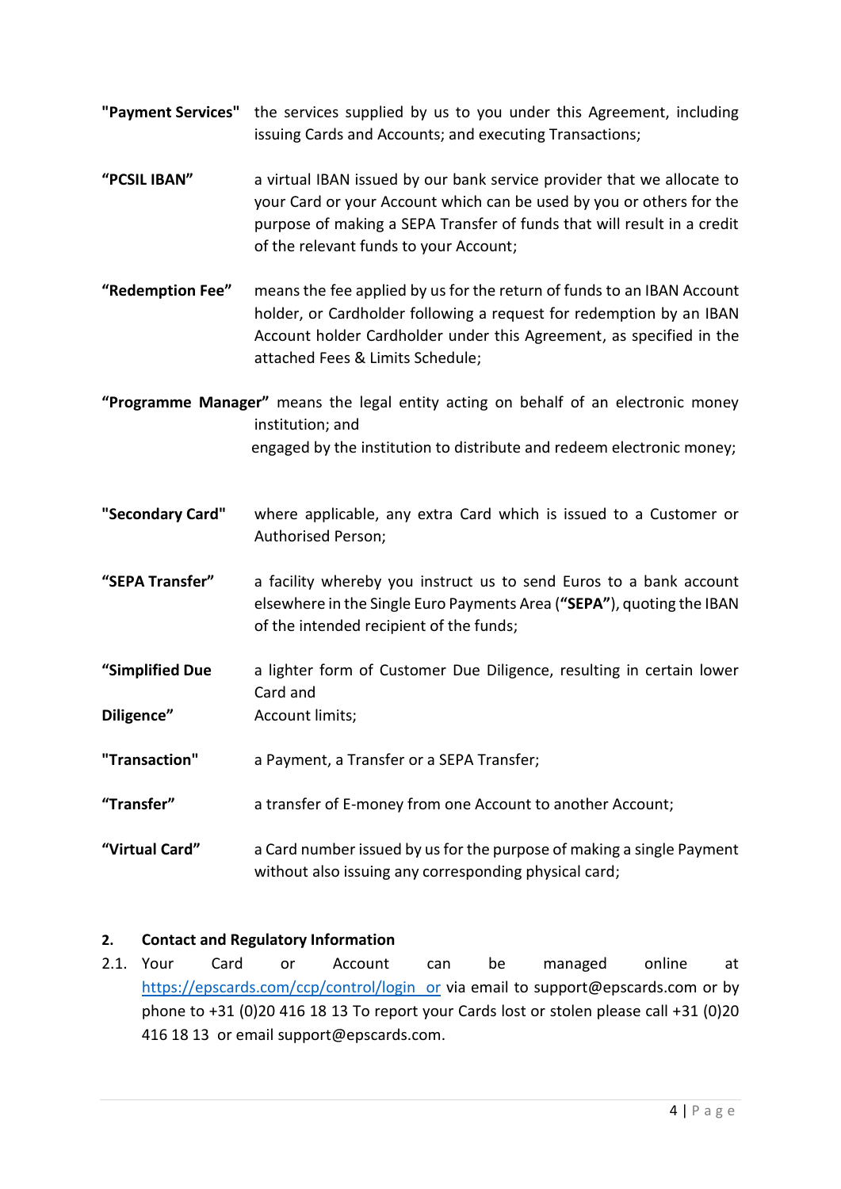**"Payment Services"** the services supplied by us to you under this Agreement, including issuing Cards and Accounts; and executing Transactions;

**"PCSIL IBAN"** a virtual IBAN issued by our bank service provider that we allocate to your Card or your Account which can be used by you or others for the purpose of making a SEPA Transfer of funds that will result in a credit of the relevant funds to your Account;

**"Redemption Fee"** means the fee applied by us for the return of funds to an IBAN Account holder, or Cardholder following a request for redemption by an IBAN Account holder Cardholder under this Agreement, as specified in the attached Fees & Limits Schedule;

**"Programme Manager"** means the legal entity acting on behalf of an electronic money institution; and engaged by the institution to distribute and redeem electronic money;

**"Secondary Card"** where applicable, any extra Card which is issued to a Customer or Authorised Person;

**"SEPA Transfer"** a facility whereby you instruct us to send Euros to a bank account elsewhere in the Single Euro Payments Area (**"SEPA"**), quoting the IBAN of the intended recipient of the funds;

**"Simplified Due Diligence"** a lighter form of Customer Due Diligence, resulting in certain lower Card and Account limits;

**"Transaction"** a Payment, a Transfer or a SEPA Transfer;

**"Transfer"** a transfer of E-money from one Account to another Account;

**"Virtual Card"** a Card number issued by us for the purpose of making a single Payment without also issuing any corresponding physical card;

## 2. Contact and Regulatory Information

2.1. Your Card or Account can be managed online at [https://epscards.com/ccp/control/login](https://epscards.com/ccp/control/login) or via email to support@epscards.com or by phone to +31 (0)20 416 18 13 To report your Cards lost or stolen please call +31 (0)20 416 18 13 or email support@epscards.com.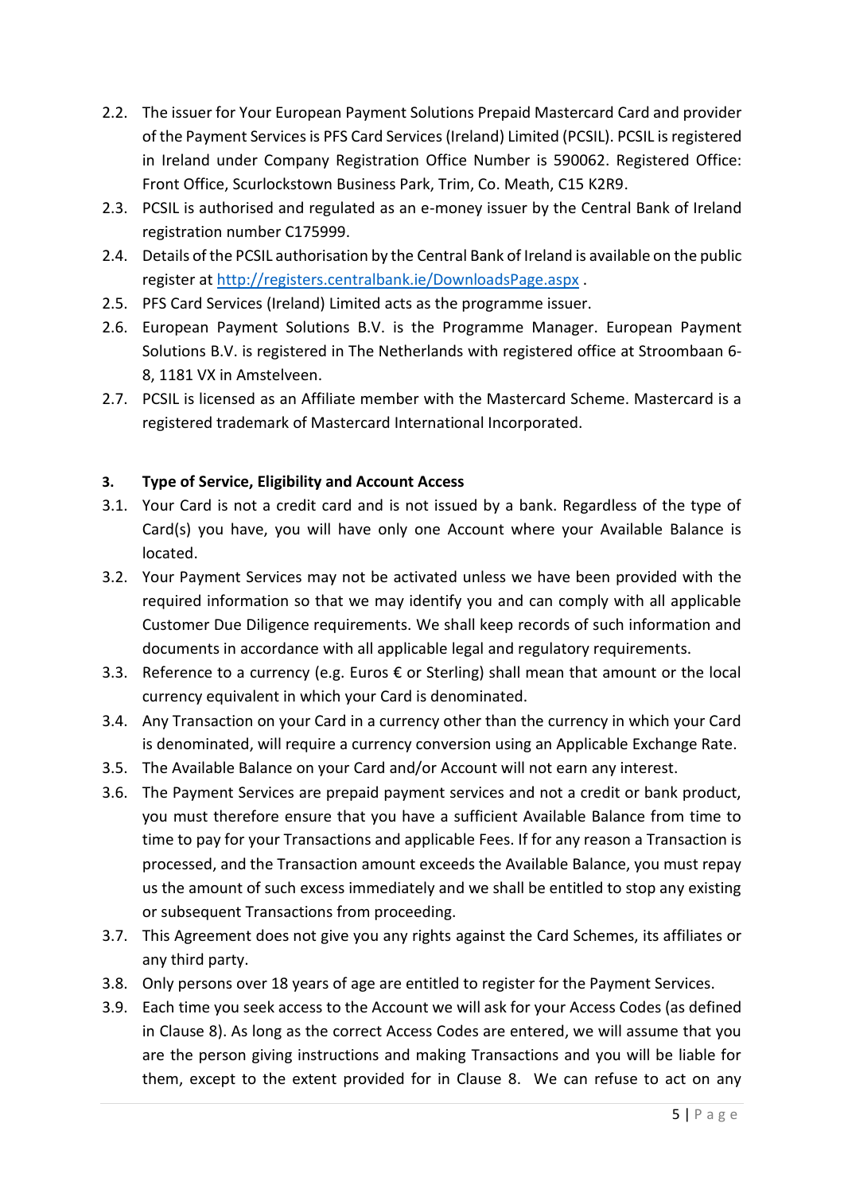2.2. The issuer for Your European Payment Solutions Prepaid Mastercard Card and provider of the Payment Services is PFS Card Services (Ireland) Limited (PCSIL). PCSIL is registered in Ireland under Company Registration Office Number is 590062. Registered Office: Front Office, Scurlockstown Business Park, Trim, Co. Meath, C15 K2R9.

2.3. PCSIL is authorised and regulated as an e-money issuer by the Central Bank of Ireland registration number C175999.

2.4. Details of the PCSIL authorisation by the Central Bank of Ireland is available on the public register at [http://registers.centralbank.ie/DownloadsPage.aspx](http://registers.centralbank.ie/DownloadsPage.aspx) .

2.5. PFS Card Services (Ireland) Limited acts as the programme issuer.

2.6. European Payment Solutions B.V. is the Programme Manager. European Payment Solutions B.V. is registered in The Netherlands with registered office at Stroombaan 6-8, 1181 VX in Amstelveen.

2.7. PCSIL is licensed as an Affiliate member with the Mastercard Scheme. Mastercard is a registered trademark of Mastercard International Incorporated.

**3. Type of Service, Eligibility and Account Access**

3.1. Your Card is not a credit card and is not issued by a bank. Regardless of the type of Card(s) you have, you will have only one Account where your Available Balance is located.

3.2. Your Payment Services may not be activated unless we have been provided with the required information so that we may identify you and can comply with all applicable Customer Due Diligence requirements. We shall keep records of such information and documents in accordance with all applicable legal and regulatory requirements.

3.3. Reference to a currency (e.g. Euros € or Sterling) shall mean that amount or the local currency equivalent in which your Card is denominated.

3.4. Any Transaction on your Card in a currency other than the currency in which your Card is denominated, will require a currency conversion using an Applicable Exchange Rate.

3.5. The Available Balance on your Card and/or Account will not earn any interest.

3.6. The Payment Services are prepaid payment services and not a credit or bank product, you must therefore ensure that you have a sufficient Available Balance from time to time to pay for your Transactions and applicable Fees. If for any reason a Transaction is processed, and the Transaction amount exceeds the Available Balance, you must repay us the amount of such excess immediately and we shall be entitled to stop any existing or subsequent Transactions from proceeding.

3.7. This Agreement does not give you any rights against the Card Schemes, its affiliates or any third party.

3.8. Only persons over 18 years of age are entitled to register for the Payment Services.

3.9. Each time you seek access to the Account we will ask for your Access Codes (as defined in Clause 8). As long as the correct Access Codes are entered, we will assume that you are the person giving instructions and making Transactions and you will be liable for them, except to the extent provided for in Clause 8. We can refuse to act on any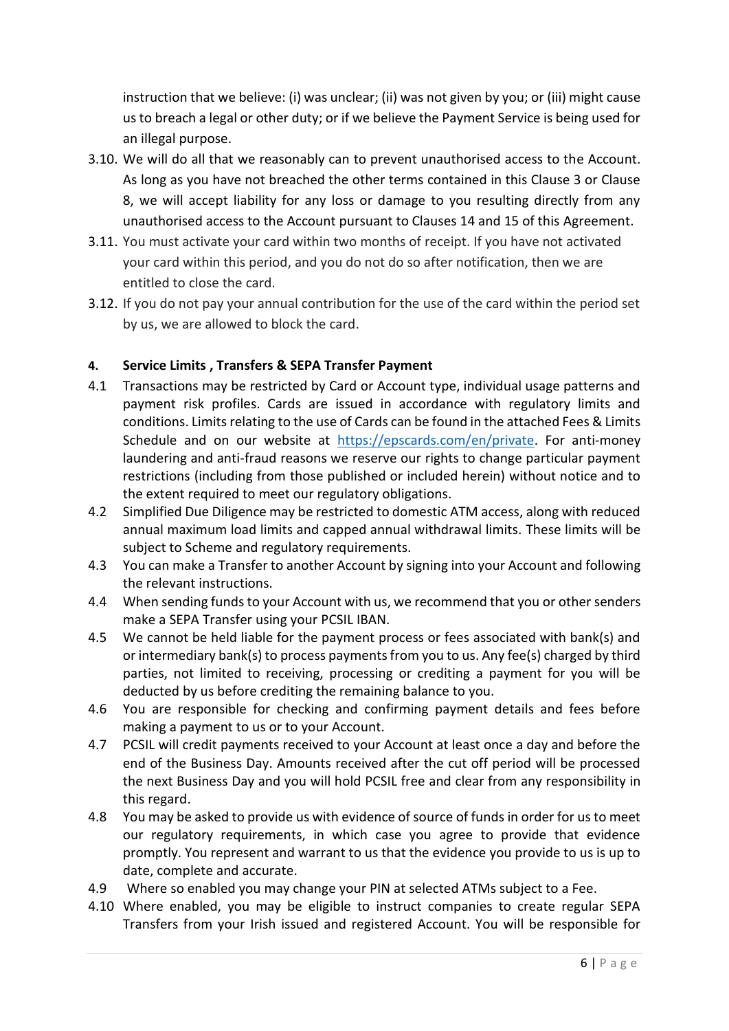instruction that we believe: (i) was unclear; (ii) was not given by you; or (iii) might cause us to breach a legal or other duty; or if we believe the Payment Service is being used for an illegal purpose.

3.10. We will do all that we reasonably can to prevent unauthorised access to the Account. As long as you have not breached the other terms contained in this Clause 3 or Clause 8, we will accept liability for any loss or damage to you resulting directly from any unauthorised access to the Account pursuant to Clauses 14 and 15 of this Agreement.

3.11. You must activate your card within two months of receipt. If you have not activated your card within this period, and you do not do so after notification, then we are entitled to close the card.

3.12. If you do not pay your annual contribution for the use of the card within the period set by us, we are allowed to block the card.

**4. Service Limits , Transfers & SEPA Transfer Payment**

4.1 Transactions may be restricted by Card or Account type, individual usage patterns and payment risk profiles. Cards are issued in accordance with regulatory limits and conditions. Limits relating to the use of Cards can be found in the attached Fees & Limits Schedule and on our website at https://epscards.com/en/private. For anti-money laundering and anti-fraud reasons we reserve our rights to change particular payment restrictions (including from those published or included herein) without notice and to the extent required to meet our regulatory obligations.

4.2 Simplified Due Diligence may be restricted to domestic ATM access, along with reduced annual maximum load limits and capped annual withdrawal limits. These limits will be subject to Scheme and regulatory requirements.

4.3 You can make a Transfer to another Account by signing into your Account and following the relevant instructions.

4.4 When sending funds to your Account with us, we recommend that you or other senders make a SEPA Transfer using your PCSIL IBAN.

4.5 We cannot be held liable for the payment process or fees associated with bank(s) and or intermediary bank(s) to process payments from you to us. Any fee(s) charged by third parties, not limited to receiving, processing or crediting a payment for you will be deducted by us before crediting the remaining balance to you.

4.6 You are responsible for checking and confirming payment details and fees before making a payment to us or to your Account.

4.7 PCSIL will credit payments received to your Account at least once a day and before the end of the Business Day. Amounts received after the cut off period will be processed the next Business Day and you will hold PCSIL free and clear from any responsibility in this regard.

4.8 You may be asked to provide us with evidence of source of funds in order for us to meet our regulatory requirements, in which case you agree to provide that evidence promptly. You represent and warrant to us that the evidence you provide to us is up to date, complete and accurate.

4.9 Where so enabled you may change your PIN at selected ATMs subject to a Fee.

4.10 Where enabled, you may be eligible to instruct companies to create regular SEPA Transfers from your Irish issued and registered Account. You will be responsible for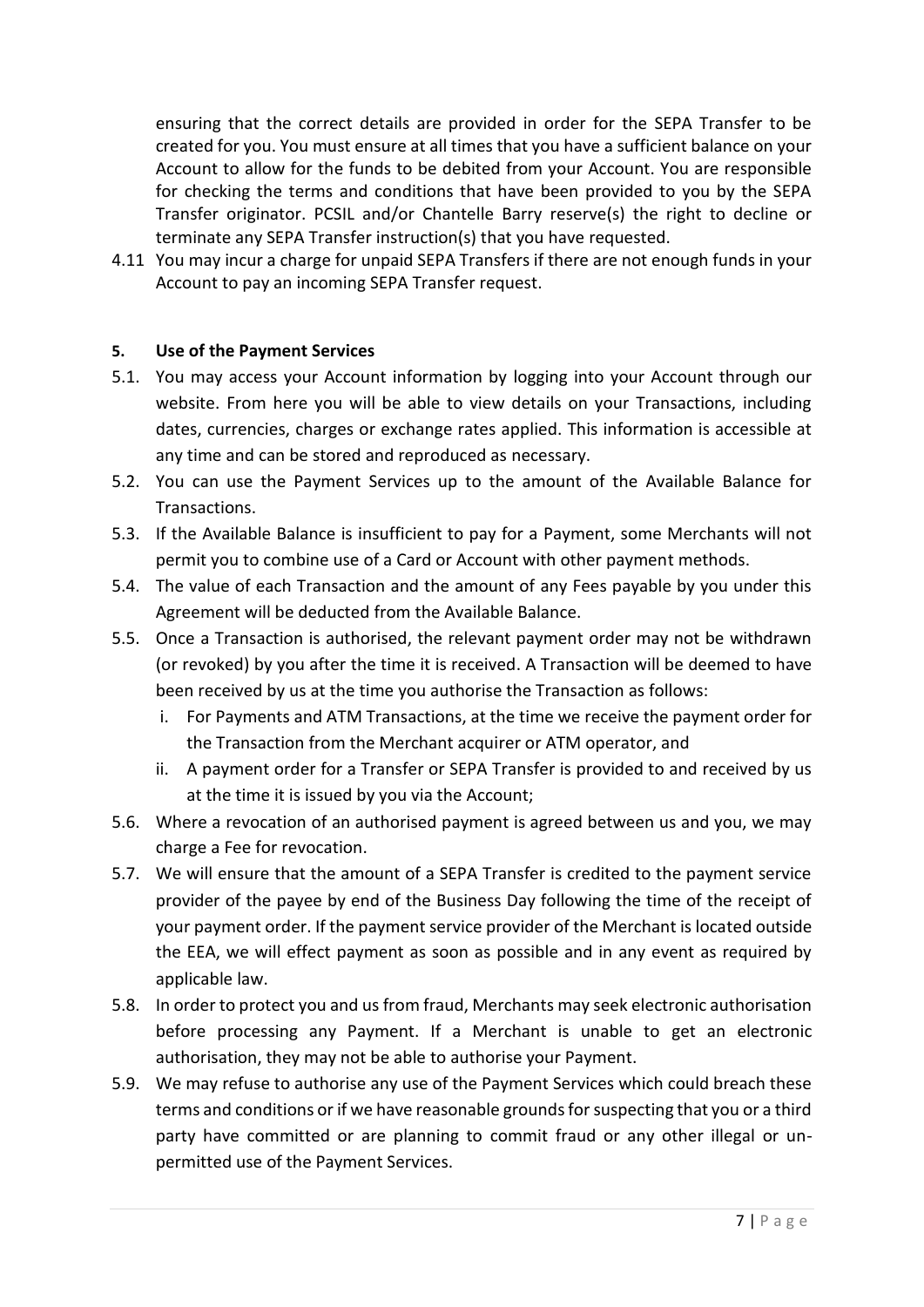ensuring that the correct details are provided in order for the SEPA Transfer to be created for you. You must ensure at all times that you have a sufficient balance on your Account to allow for the funds to be debited from your Account. You are responsible for checking the terms and conditions that have been provided to you by the SEPA Transfer originator. PCSIL and/or Chantelle Barry reserve(s) the right to decline or terminate any SEPA Transfer instruction(s) that you have requested.

4.11 You may incur a charge for unpaid SEPA Transfers if there are not enough funds in your Account to pay an incoming SEPA Transfer request.

**5. Use of the Payment Services**

5.1. You may access your Account information by logging into your Account through our website. From here you will be able to view details on your Transactions, including dates, currencies, charges or exchange rates applied. This information is accessible at any time and can be stored and reproduced as necessary.

5.2. You can use the Payment Services up to the amount of the Available Balance for Transactions.

5.3. If the Available Balance is insufficient to pay for a Payment, some Merchants will not permit you to combine use of a Card or Account with other payment methods.

5.4. The value of each Transaction and the amount of any Fees payable by you under this Agreement will be deducted from the Available Balance.

5.5. Once a Transaction is authorised, the relevant payment order may not be withdrawn (or revoked) by you after the time it is received. A Transaction will be deemed to have been received by us at the time you authorise the Transaction as follows:

   i. For Payments and ATM Transactions, at the time we receive the payment order for the Transaction from the Merchant acquirer or ATM operator, and

   ii. A payment order for a Transfer or SEPA Transfer is provided to and received by us at the time it is issued by you via the Account;

5.6. Where a revocation of an authorised payment is agreed between us and you, we may charge a Fee for revocation.

5.7. We will ensure that the amount of a SEPA Transfer is credited to the payment service provider of the payee by end of the Business Day following the time of the receipt of your payment order. If the payment service provider of the Merchant is located outside the EEA, we will effect payment as soon as possible and in any event as required by applicable law.

5.8. In order to protect you and us from fraud, Merchants may seek electronic authorisation before processing any Payment. If a Merchant is unable to get an electronic authorisation, they may not be able to authorise your Payment.

5.9. We may refuse to authorise any use of the Payment Services which could breach these terms and conditions or if we have reasonable grounds for suspecting that you or a third party have committed or are planning to commit fraud or any other illegal or un-permitted use of the Payment Services.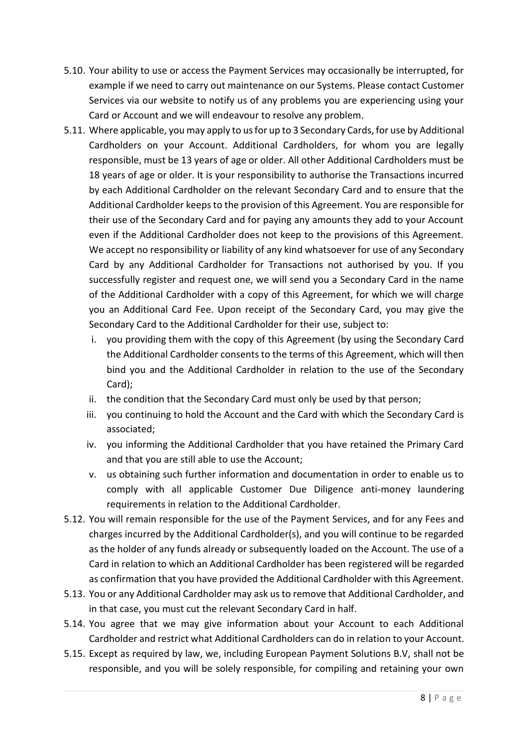5.10. Your ability to use or access the Payment Services may occasionally be interrupted, for example if we need to carry out maintenance on our Systems. Please contact Customer Services via our website to notify us of any problems you are experiencing using your Card or Account and we will endeavour to resolve any problem.

5.11. Where applicable, you may apply to us for up to 3 Secondary Cards, for use by Additional Cardholders on your Account. Additional Cardholders, for whom you are legally responsible, must be 13 years of age or older. All other Additional Cardholders must be 18 years of age or older. It is your responsibility to authorise the Transactions incurred by each Additional Cardholder on the relevant Secondary Card and to ensure that the Additional Cardholder keeps to the provision of this Agreement. You are responsible for their use of the Secondary Card and for paying any amounts they add to your Account even if the Additional Cardholder does not keep to the provisions of this Agreement. We accept no responsibility or liability of any kind whatsoever for use of any Secondary Card by any Additional Cardholder for Transactions not authorised by you. If you successfully register and request one, we will send you a Secondary Card in the name of the Additional Cardholder with a copy of this Agreement, for which we will charge you an Additional Card Fee. Upon receipt of the Secondary Card, you may give the Secondary Card to the Additional Cardholder for their use, subject to:

   i. you providing them with the copy of this Agreement (by using the Secondary Card the Additional Cardholder consents to the terms of this Agreement, which will then bind you and the Additional Cardholder in relation to the use of the Secondary Card);
   ii. the condition that the Secondary Card must only be used by that person;
   iii. you continuing to hold the Account and the Card with which the Secondary Card is associated;
   iv. you informing the Additional Cardholder that you have retained the Primary Card and that you are still able to use the Account;
   v. us obtaining such further information and documentation in order to enable us to comply with all applicable Customer Due Diligence anti-money laundering requirements in relation to the Additional Cardholder.

5.12. You will remain responsible for the use of the Payment Services, and for any Fees and charges incurred by the Additional Cardholder(s), and you will continue to be regarded as the holder of any funds already or subsequently loaded on the Account. The use of a Card in relation to which an Additional Cardholder has been registered will be regarded as confirmation that you have provided the Additional Cardholder with this Agreement.

5.13. You or any Additional Cardholder may ask us to remove that Additional Cardholder, and in that case, you must cut the relevant Secondary Card in half.

5.14. You agree that we may give information about your Account to each Additional Cardholder and restrict what Additional Cardholders can do in relation to your Account.

5.15. Except as required by law, we, including European Payment Solutions B.V, shall not be responsible, and you will be solely responsible, for compiling and retaining your own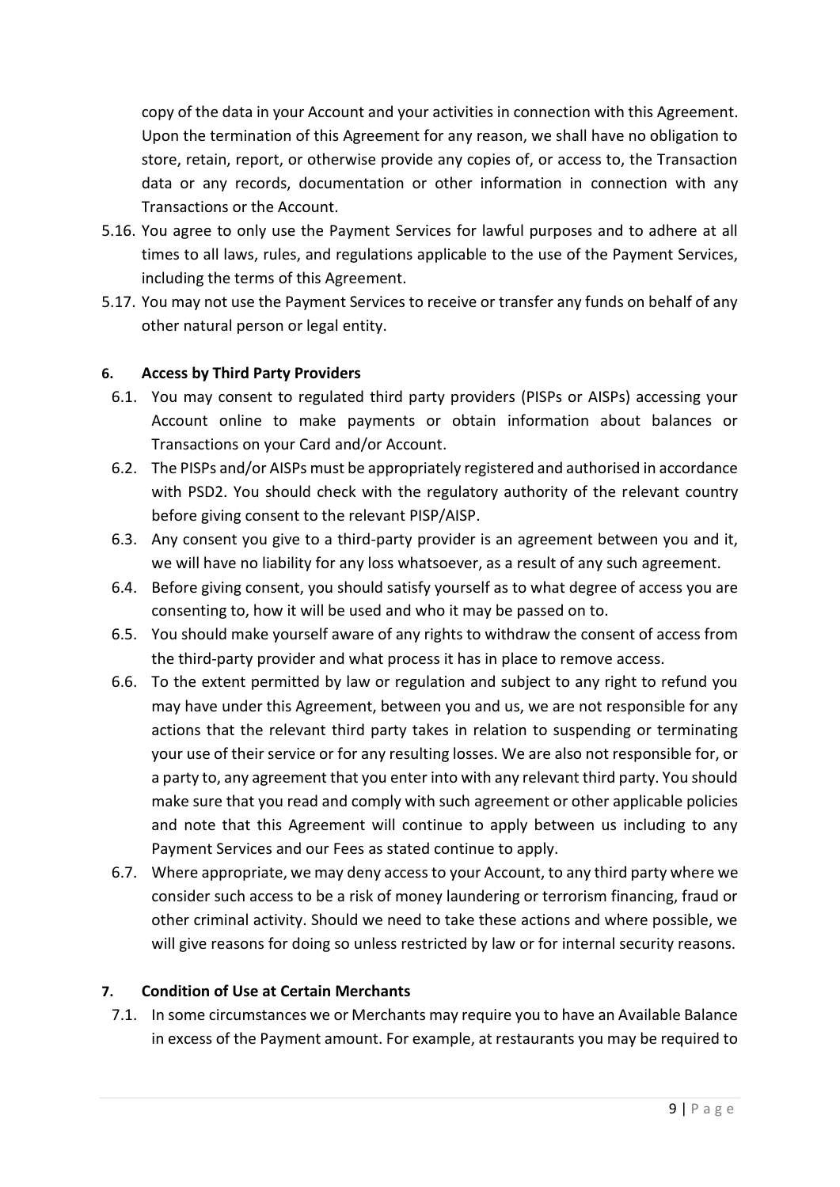copy of the data in your Account and your activities in connection with this Agreement. Upon the termination of this Agreement for any reason, we shall have no obligation to store, retain, report, or otherwise provide any copies of, or access to, the Transaction data or any records, documentation or other information in connection with any Transactions or the Account.

5.16. You agree to only use the Payment Services for lawful purposes and to adhere at all times to all laws, rules, and regulations applicable to the use of the Payment Services, including the terms of this Agreement.

5.17. You may not use the Payment Services to receive or transfer any funds on behalf of any other natural person or legal entity.

**6. Access by Third Party Providers**

6.1. You may consent to regulated third party providers (PISPs or AISPs) accessing your Account online to make payments or obtain information about balances or Transactions on your Card and/or Account.

6.2. The PISPs and/or AISPs must be appropriately registered and authorised in accordance with PSD2. You should check with the regulatory authority of the relevant country before giving consent to the relevant PISP/AISP.

6.3. Any consent you give to a third-party provider is an agreement between you and it, we will have no liability for any loss whatsoever, as a result of any such agreement.

6.4. Before giving consent, you should satisfy yourself as to what degree of access you are consenting to, how it will be used and who it may be passed on to.

6.5. You should make yourself aware of any rights to withdraw the consent of access from the third-party provider and what process it has in place to remove access.

6.6. To the extent permitted by law or regulation and subject to any right to refund you may have under this Agreement, between you and us, we are not responsible for any actions that the relevant third party takes in relation to suspending or terminating your use of their service or for any resulting losses. We are also not responsible for, or a party to, any agreement that you enter into with any relevant third party. You should make sure that you read and comply with such agreement or other applicable policies and note that this Agreement will continue to apply between us including to any Payment Services and our Fees as stated continue to apply.

6.7. Where appropriate, we may deny access to your Account, to any third party where we consider such access to be a risk of money laundering or terrorism financing, fraud or other criminal activity. Should we need to take these actions and where possible, we will give reasons for doing so unless restricted by law or for internal security reasons.

**7. Condition of Use at Certain Merchants**

7.1. In some circumstances we or Merchants may require you to have an Available Balance in excess of the Payment amount. For example, at restaurants you may be required to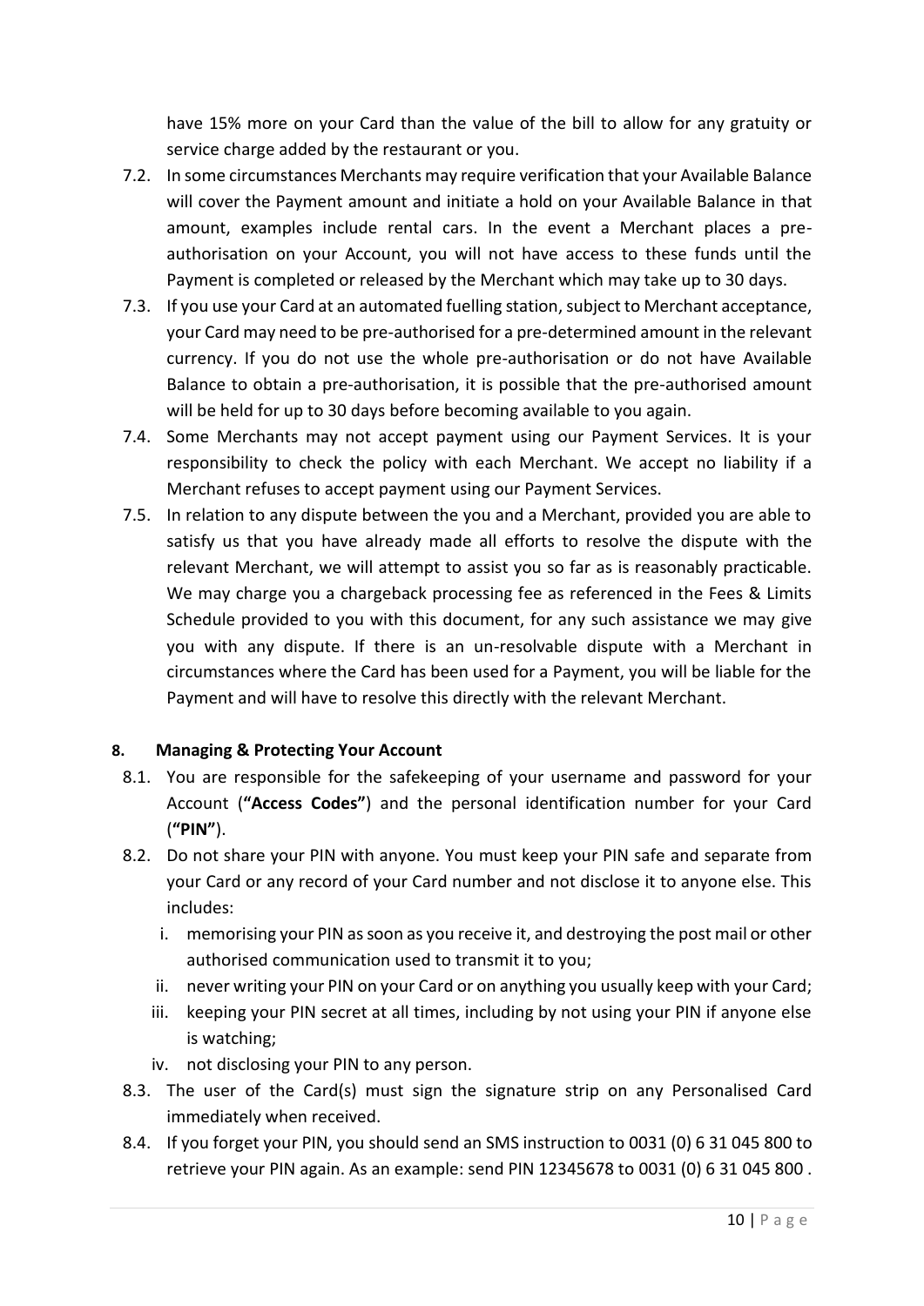have 15% more on your Card than the value of the bill to allow for any gratuity or service charge added by the restaurant or you.

7.2. In some circumstances Merchants may require verification that your Available Balance will cover the Payment amount and initiate a hold on your Available Balance in that amount, examples include rental cars. In the event a Merchant places a pre-authorisation on your Account, you will not have access to these funds until the Payment is completed or released by the Merchant which may take up to 30 days.

7.3. If you use your Card at an automated fuelling station, subject to Merchant acceptance, your Card may need to be pre-authorised for a pre-determined amount in the relevant currency. If you do not use the whole pre-authorisation or do not have Available Balance to obtain a pre-authorisation, it is possible that the pre-authorised amount will be held for up to 30 days before becoming available to you again.

7.4. Some Merchants may not accept payment using our Payment Services. It is your responsibility to check the policy with each Merchant. We accept no liability if a Merchant refuses to accept payment using our Payment Services.

7.5. In relation to any dispute between the you and a Merchant, provided you are able to satisfy us that you have already made all efforts to resolve the dispute with the relevant Merchant, we will attempt to assist you so far as is reasonably practicable. We may charge you a chargeback processing fee as referenced in the Fees & Limits Schedule provided to you with this document, for any such assistance we may give you with any dispute. If there is an un-resolvable dispute with a Merchant in circumstances where the Card has been used for a Payment, you will be liable for the Payment and will have to resolve this directly with the relevant Merchant.

## 8. Managing & Protecting Your Account

8.1. You are responsible for the safekeeping of your username and password for your Account (**"Access Codes"**) and the personal identification number for your Card (**"PIN"**).

8.2. Do not share your PIN with anyone. You must keep your PIN safe and separate from your Card or any record of your Card number and not disclose it to anyone else. This includes:

   i. memorising your PIN as soon as you receive it, and destroying the post mail or other authorised communication used to transmit it to you;

   ii. never writing your PIN on your Card or on anything you usually keep with your Card;

   iii. keeping your PIN secret at all times, including by not using your PIN if anyone else is watching;

   iv. not disclosing your PIN to any person.

8.3. The user of the Card(s) must sign the signature strip on any Personalised Card immediately when received.

8.4. If you forget your PIN, you should send an SMS instruction to 0031 (0) 6 31 045 800 to retrieve your PIN again. As an example: send PIN 12345678 to 0031 (0) 6 31 045 800 .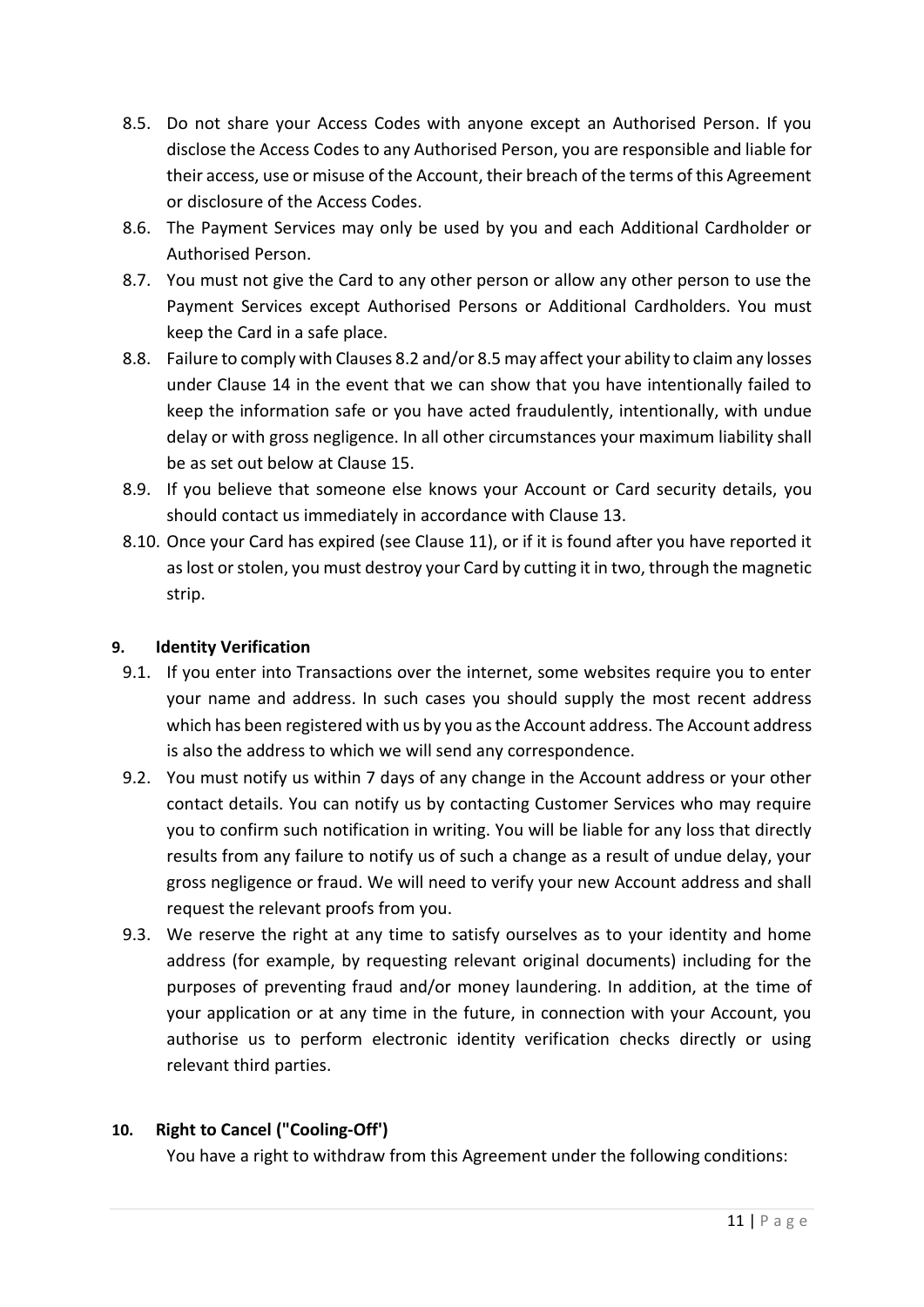8.5. Do not share your Access Codes with anyone except an Authorised Person. If you disclose the Access Codes to any Authorised Person, you are responsible and liable for their access, use or misuse of the Account, their breach of the terms of this Agreement or disclosure of the Access Codes.

8.6. The Payment Services may only be used by you and each Additional Cardholder or Authorised Person.

8.7. You must not give the Card to any other person or allow any other person to use the Payment Services except Authorised Persons or Additional Cardholders. You must keep the Card in a safe place.

8.8. Failure to comply with Clauses 8.2 and/or 8.5 may affect your ability to claim any losses under Clause 14 in the event that we can show that you have intentionally failed to keep the information safe or you have acted fraudulently, intentionally, with undue delay or with gross negligence. In all other circumstances your maximum liability shall be as set out below at Clause 15.

8.9. If you believe that someone else knows your Account or Card security details, you should contact us immediately in accordance with Clause 13.

8.10. Once your Card has expired (see Clause 11), or if it is found after you have reported it as lost or stolen, you must destroy your Card by cutting it in two, through the magnetic strip.

## 9. Identity Verification

9.1. If you enter into Transactions over the internet, some websites require you to enter your name and address. In such cases you should supply the most recent address which has been registered with us by you as the Account address. The Account address is also the address to which we will send any correspondence.

9.2. You must notify us within 7 days of any change in the Account address or your other contact details. You can notify us by contacting Customer Services who may require you to confirm such notification in writing. You will be liable for any loss that directly results from any failure to notify us of such a change as a result of undue delay, your gross negligence or fraud. We will need to verify your new Account address and shall request the relevant proofs from you.

9.3. We reserve the right at any time to satisfy ourselves as to your identity and home address (for example, by requesting relevant original documents) including for the purposes of preventing fraud and/or money laundering. In addition, at the time of your application or at any time in the future, in connection with your Account, you authorise us to perform electronic identity verification checks directly or using relevant third parties.

## 10. Right to Cancel ("Cooling-Off')

You have a right to withdraw from this Agreement under the following conditions: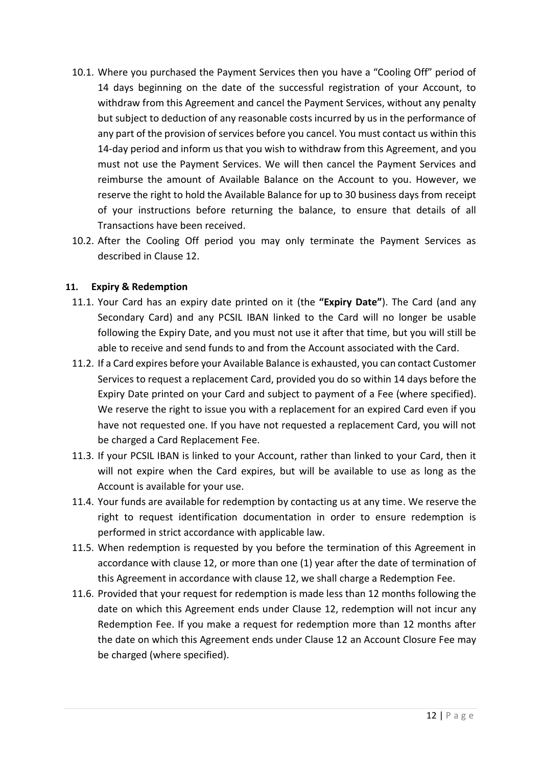10.1. Where you purchased the Payment Services then you have a "Cooling Off" period of 14 days beginning on the date of the successful registration of your Account, to withdraw from this Agreement and cancel the Payment Services, without any penalty but subject to deduction of any reasonable costs incurred by us in the performance of any part of the provision of services before you cancel. You must contact us within this 14-day period and inform us that you wish to withdraw from this Agreement, and you must not use the Payment Services. We will then cancel the Payment Services and reimburse the amount of Available Balance on the Account to you. However, we reserve the right to hold the Available Balance for up to 30 business days from receipt of your instructions before returning the balance, to ensure that details of all Transactions have been received.

10.2. After the Cooling Off period you may only terminate the Payment Services as described in Clause 12.

## 11. Expiry & Redemption

11.1. Your Card has an expiry date printed on it (the **"Expiry Date"**). The Card (and any Secondary Card) and any PCSIL IBAN linked to the Card will no longer be usable following the Expiry Date, and you must not use it after that time, but you will still be able to receive and send funds to and from the Account associated with the Card.

11.2. If a Card expires before your Available Balance is exhausted, you can contact Customer Services to request a replacement Card, provided you do so within 14 days before the Expiry Date printed on your Card and subject to payment of a Fee (where specified). We reserve the right to issue you with a replacement for an expired Card even if you have not requested one. If you have not requested a replacement Card, you will not be charged a Card Replacement Fee.

11.3. If your PCSIL IBAN is linked to your Account, rather than linked to your Card, then it will not expire when the Card expires, but will be available to use as long as the Account is available for your use.

11.4. Your funds are available for redemption by contacting us at any time. We reserve the right to request identification documentation in order to ensure redemption is performed in strict accordance with applicable law.

11.5. When redemption is requested by you before the termination of this Agreement in accordance with clause 12, or more than one (1) year after the date of termination of this Agreement in accordance with clause 12, we shall charge a Redemption Fee.

11.6. Provided that your request for redemption is made less than 12 months following the date on which this Agreement ends under Clause 12, redemption will not incur any Redemption Fee. If you make a request for redemption more than 12 months after the date on which this Agreement ends under Clause 12 an Account Closure Fee may be charged (where specified).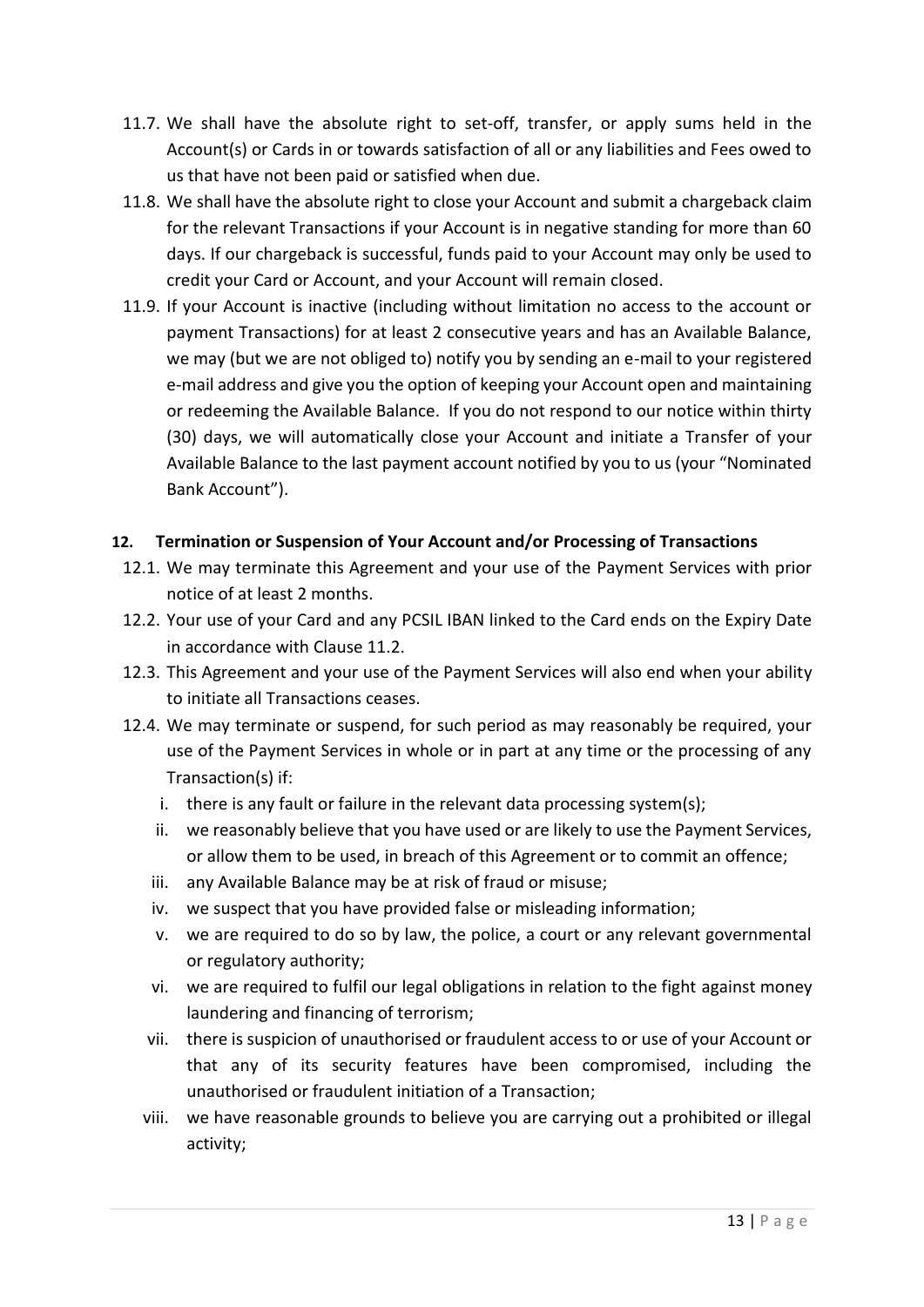11.7. We shall have the absolute right to set-off, transfer, or apply sums held in the Account(s) or Cards in or towards satisfaction of all or any liabilities and Fees owed to us that have not been paid or satisfied when due.

11.8. We shall have the absolute right to close your Account and submit a chargeback claim for the relevant Transactions if your Account is in negative standing for more than 60 days. If our chargeback is successful, funds paid to your Account may only be used to credit your Card or Account, and your Account will remain closed.

11.9. If your Account is inactive (including without limitation no access to the account or payment Transactions) for at least 2 consecutive years and has an Available Balance, we may (but we are not obliged to) notify you by sending an e-mail to your registered e-mail address and give you the option of keeping your Account open and maintaining or redeeming the Available Balance. If you do not respond to our notice within thirty (30) days, we will automatically close your Account and initiate a Transfer of your Available Balance to the last payment account notified by you to us (your "Nominated Bank Account").

**12. Termination or Suspension of Your Account and/or Processing of Transactions**

12.1. We may terminate this Agreement and your use of the Payment Services with prior notice of at least 2 months.

12.2. Your use of your Card and any PCSIL IBAN linked to the Card ends on the Expiry Date in accordance with Clause 11.2.

12.3. This Agreement and your use of the Payment Services will also end when your ability to initiate all Transactions ceases.

12.4. We may terminate or suspend, for such period as may reasonably be required, your use of the Payment Services in whole or in part at any time or the processing of any Transaction(s) if:

i. there is any fault or failure in the relevant data processing system(s);

ii. we reasonably believe that you have used or are likely to use the Payment Services, or allow them to be used, in breach of this Agreement or to commit an offence;

iii. any Available Balance may be at risk of fraud or misuse;

iv. we suspect that you have provided false or misleading information;

v. we are required to do so by law, the police, a court or any relevant governmental or regulatory authority;

vi. we are required to fulfil our legal obligations in relation to the fight against money laundering and financing of terrorism;

vii. there is suspicion of unauthorised or fraudulent access to or use of your Account or that any of its security features have been compromised, including the unauthorised or fraudulent initiation of a Transaction;

viii. we have reasonable grounds to believe you are carrying out a prohibited or illegal activity;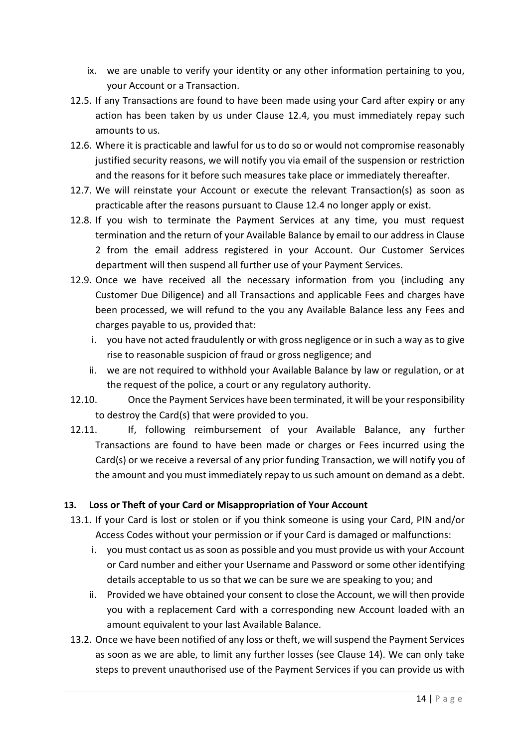ix. we are unable to verify your identity or any other information pertaining to you, your Account or a Transaction.

12.5. If any Transactions are found to have been made using your Card after expiry or any action has been taken by us under Clause 12.4, you must immediately repay such amounts to us.

12.6. Where it is practicable and lawful for us to do so or would not compromise reasonably justified security reasons, we will notify you via email of the suspension or restriction and the reasons for it before such measures take place or immediately thereafter.

12.7. We will reinstate your Account or execute the relevant Transaction(s) as soon as practicable after the reasons pursuant to Clause 12.4 no longer apply or exist.

12.8. If you wish to terminate the Payment Services at any time, you must request termination and the return of your Available Balance by email to our address in Clause 2 from the email address registered in your Account. Our Customer Services department will then suspend all further use of your Payment Services.

12.9. Once we have received all the necessary information from you (including any Customer Due Diligence) and all Transactions and applicable Fees and charges have been processed, we will refund to the you any Available Balance less any Fees and charges payable to us, provided that:

i. you have not acted fraudulently or with gross negligence or in such a way as to give rise to reasonable suspicion of fraud or gross negligence; and

ii. we are not required to withhold your Available Balance by law or regulation, or at the request of the police, a court or any regulatory authority.

12.10. Once the Payment Services have been terminated, it will be your responsibility to destroy the Card(s) that were provided to you.

12.11. If, following reimbursement of your Available Balance, any further Transactions are found to have been made or charges or Fees incurred using the Card(s) or we receive a reversal of any prior funding Transaction, we will notify you of the amount and you must immediately repay to us such amount on demand as a debt.

## 13. Loss or Theft of your Card or Misappropriation of Your Account

13.1. If your Card is lost or stolen or if you think someone is using your Card, PIN and/or Access Codes without your permission or if your Card is damaged or malfunctions:

i. you must contact us as soon as possible and you must provide us with your Account or Card number and either your Username and Password or some other identifying details acceptable to us so that we can be sure we are speaking to you; and

ii. Provided we have obtained your consent to close the Account, we will then provide you with a replacement Card with a corresponding new Account loaded with an amount equivalent to your last Available Balance.

13.2. Once we have been notified of any loss or theft, we will suspend the Payment Services as soon as we are able, to limit any further losses (see Clause 14). We can only take steps to prevent unauthorised use of the Payment Services if you can provide us with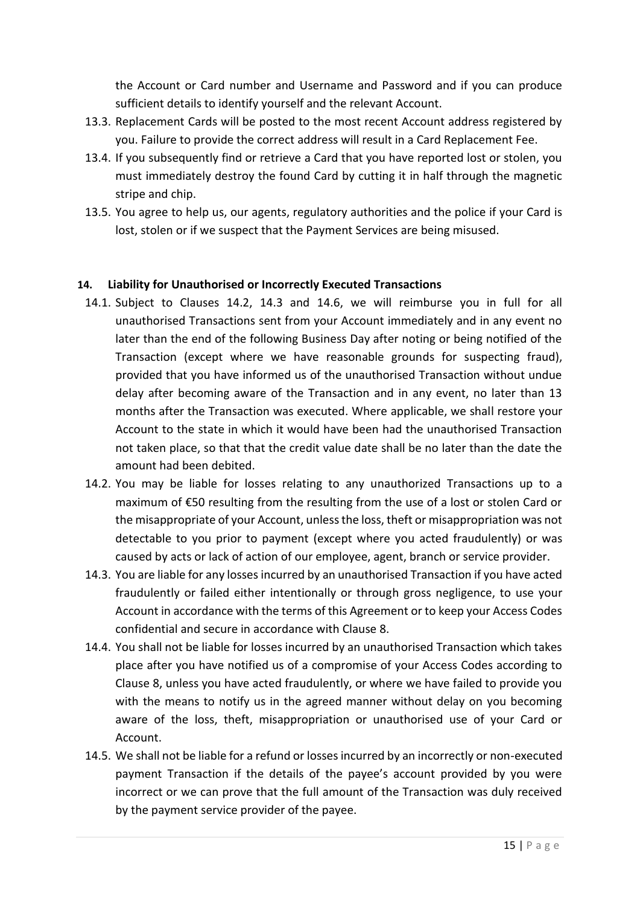the Account or Card number and Username and Password and if you can produce sufficient details to identify yourself and the relevant Account.

13.3. Replacement Cards will be posted to the most recent Account address registered by you. Failure to provide the correct address will result in a Card Replacement Fee.

13.4. If you subsequently find or retrieve a Card that you have reported lost or stolen, you must immediately destroy the found Card by cutting it in half through the magnetic stripe and chip.

13.5. You agree to help us, our agents, regulatory authorities and the police if your Card is lost, stolen or if we suspect that the Payment Services are being misused.

**14. Liability for Unauthorised or Incorrectly Executed Transactions**

14.1. Subject to Clauses 14.2, 14.3 and 14.6, we will reimburse you in full for all unauthorised Transactions sent from your Account immediately and in any event no later than the end of the following Business Day after noting or being notified of the Transaction (except where we have reasonable grounds for suspecting fraud), provided that you have informed us of the unauthorised Transaction without undue delay after becoming aware of the Transaction and in any event, no later than 13 months after the Transaction was executed. Where applicable, we shall restore your Account to the state in which it would have been had the unauthorised Transaction not taken place, so that that the credit value date shall be no later than the date the amount had been debited.

14.2. You may be liable for losses relating to any unauthorized Transactions up to a maximum of €50 resulting from the resulting from the use of a lost or stolen Card or the misappropriate of your Account, unless the loss, theft or misappropriation was not detectable to you prior to payment (except where you acted fraudulently) or was caused by acts or lack of action of our employee, agent, branch or service provider.

14.3. You are liable for any losses incurred by an unauthorised Transaction if you have acted fraudulently or failed either intentionally or through gross negligence, to use your Account in accordance with the terms of this Agreement or to keep your Access Codes confidential and secure in accordance with Clause 8.

14.4. You shall not be liable for losses incurred by an unauthorised Transaction which takes place after you have notified us of a compromise of your Access Codes according to Clause 8, unless you have acted fraudulently, or where we have failed to provide you with the means to notify us in the agreed manner without delay on you becoming aware of the loss, theft, misappropriation or unauthorised use of your Card or Account.

14.5. We shall not be liable for a refund or losses incurred by an incorrectly or non-executed payment Transaction if the details of the payee's account provided by you were incorrect or we can prove that the full amount of the Transaction was duly received by the payment service provider of the payee.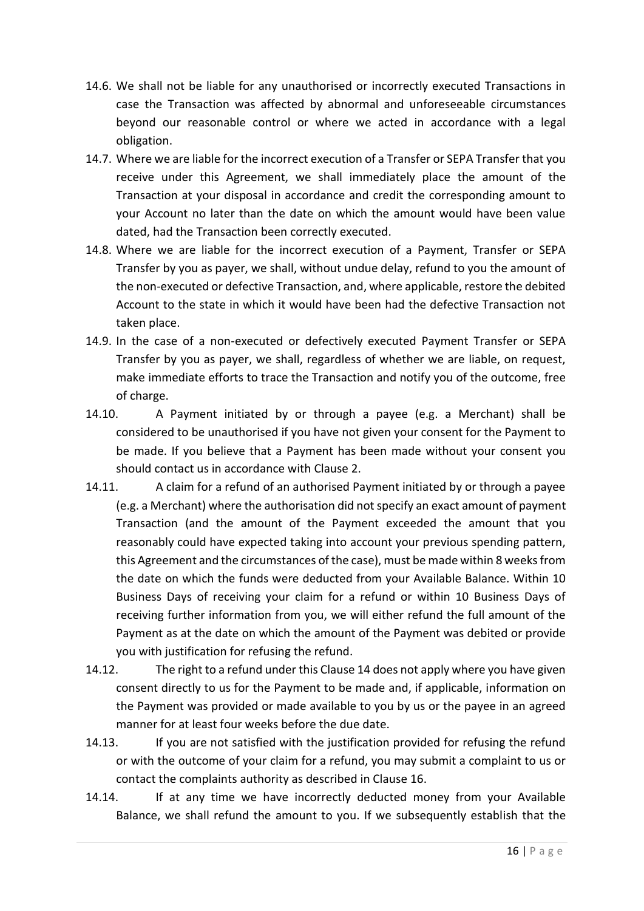14.6. We shall not be liable for any unauthorised or incorrectly executed Transactions in case the Transaction was affected by abnormal and unforeseeable circumstances beyond our reasonable control or where we acted in accordance with a legal obligation.

14.7. Where we are liable for the incorrect execution of a Transfer or SEPA Transfer that you receive under this Agreement, we shall immediately place the amount of the Transaction at your disposal in accordance and credit the corresponding amount to your Account no later than the date on which the amount would have been value dated, had the Transaction been correctly executed.

14.8. Where we are liable for the incorrect execution of a Payment, Transfer or SEPA Transfer by you as payer, we shall, without undue delay, refund to you the amount of the non-executed or defective Transaction, and, where applicable, restore the debited Account to the state in which it would have been had the defective Transaction not taken place.

14.9. In the case of a non-executed or defectively executed Payment Transfer or SEPA Transfer by you as payer, we shall, regardless of whether we are liable, on request, make immediate efforts to trace the Transaction and notify you of the outcome, free of charge.

14.10. A Payment initiated by or through a payee (e.g. a Merchant) shall be considered to be unauthorised if you have not given your consent for the Payment to be made. If you believe that a Payment has been made without your consent you should contact us in accordance with Clause 2.

14.11. A claim for a refund of an authorised Payment initiated by or through a payee (e.g. a Merchant) where the authorisation did not specify an exact amount of payment Transaction (and the amount of the Payment exceeded the amount that you reasonably could have expected taking into account your previous spending pattern, this Agreement and the circumstances of the case), must be made within 8 weeks from the date on which the funds were deducted from your Available Balance. Within 10 Business Days of receiving your claim for a refund or within 10 Business Days of receiving further information from you, we will either refund the full amount of the Payment as at the date on which the amount of the Payment was debited or provide you with justification for refusing the refund.

14.12. The right to a refund under this Clause 14 does not apply where you have given consent directly to us for the Payment to be made and, if applicable, information on the Payment was provided or made available to you by us or the payee in an agreed manner for at least four weeks before the due date.

14.13. If you are not satisfied with the justification provided for refusing the refund or with the outcome of your claim for a refund, you may submit a complaint to us or contact the complaints authority as described in Clause 16.

14.14. If at any time we have incorrectly deducted money from your Available Balance, we shall refund the amount to you. If we subsequently establish that the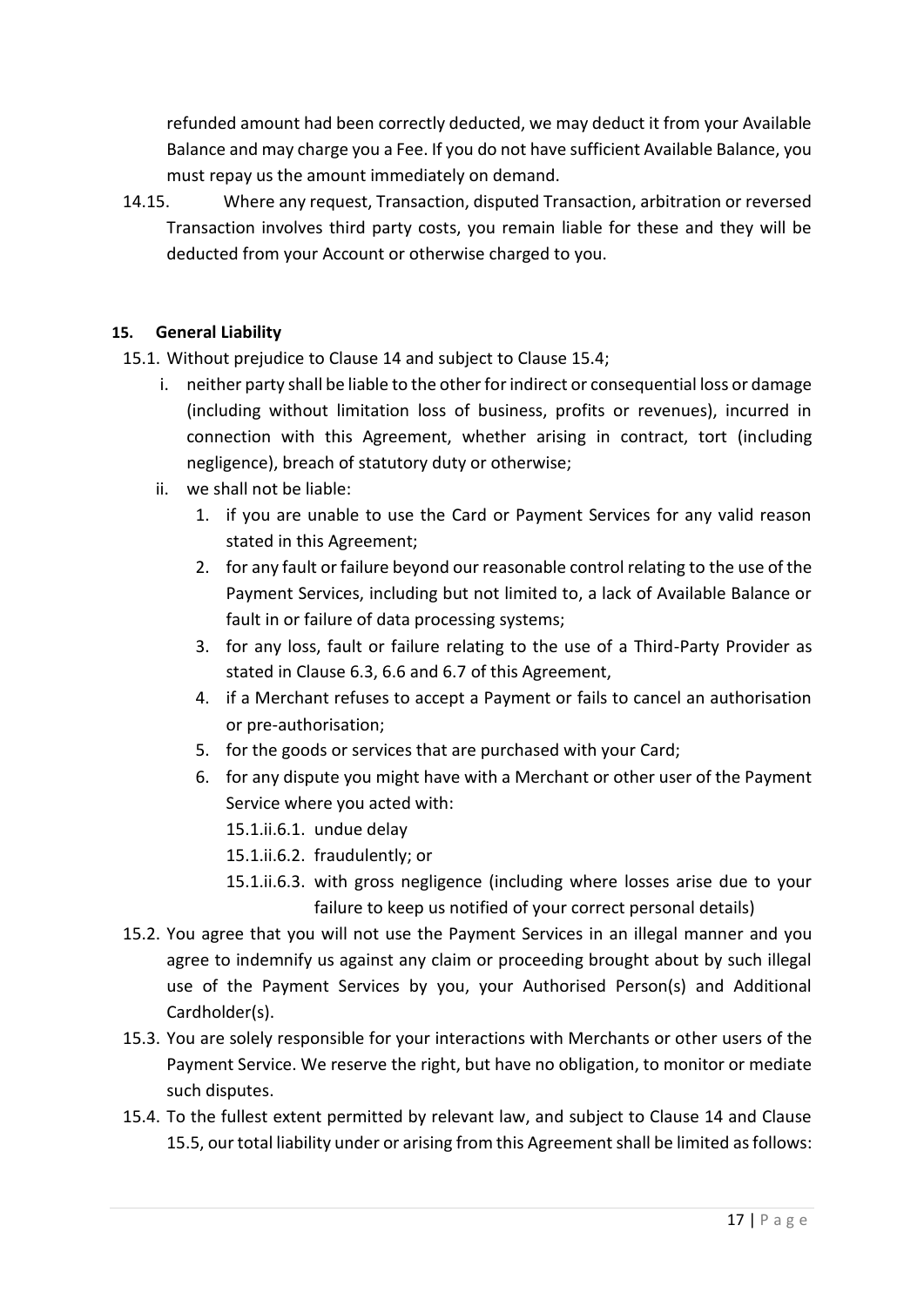refunded amount had been correctly deducted, we may deduct it from your Available Balance and may charge you a Fee. If you do not have sufficient Available Balance, you must repay us the amount immediately on demand.

14.15. Where any request, Transaction, disputed Transaction, arbitration or reversed Transaction involves third party costs, you remain liable for these and they will be deducted from your Account or otherwise charged to you.

### 15. General Liability

15.1. Without prejudice to Clause 14 and subject to Clause 15.4;

i. neither party shall be liable to the other for indirect or consequential loss or damage (including without limitation loss of business, profits or revenues), incurred in connection with this Agreement, whether arising in contract, tort (including negligence), breach of statutory duty or otherwise;

ii. we shall not be liable:

1. if you are unable to use the Card or Payment Services for any valid reason stated in this Agreement;
2. for any fault or failure beyond our reasonable control relating to the use of the Payment Services, including but not limited to, a lack of Available Balance or fault in or failure of data processing systems;
3. for any loss, fault or failure relating to the use of a Third-Party Provider as stated in Clause 6.3, 6.6 and 6.7 of this Agreement,
4. if a Merchant refuses to accept a Payment or fails to cancel an authorisation or pre-authorisation;
5. for the goods or services that are purchased with your Card;
6. for any dispute you might have with a Merchant or other user of the Payment Service where you acted with:

   15.1.ii.6.1. undue delay

   15.1.ii.6.2. fraudulently; or

   15.1.ii.6.3. with gross negligence (including where losses arise due to your failure to keep us notified of your correct personal details)

15.2. You agree that you will not use the Payment Services in an illegal manner and you agree to indemnify us against any claim or proceeding brought about by such illegal use of the Payment Services by you, your Authorised Person(s) and Additional Cardholder(s).

15.3. You are solely responsible for your interactions with Merchants or other users of the Payment Service. We reserve the right, but have no obligation, to monitor or mediate such disputes.

15.4. To the fullest extent permitted by relevant law, and subject to Clause 14 and Clause 15.5, our total liability under or arising from this Agreement shall be limited as follows: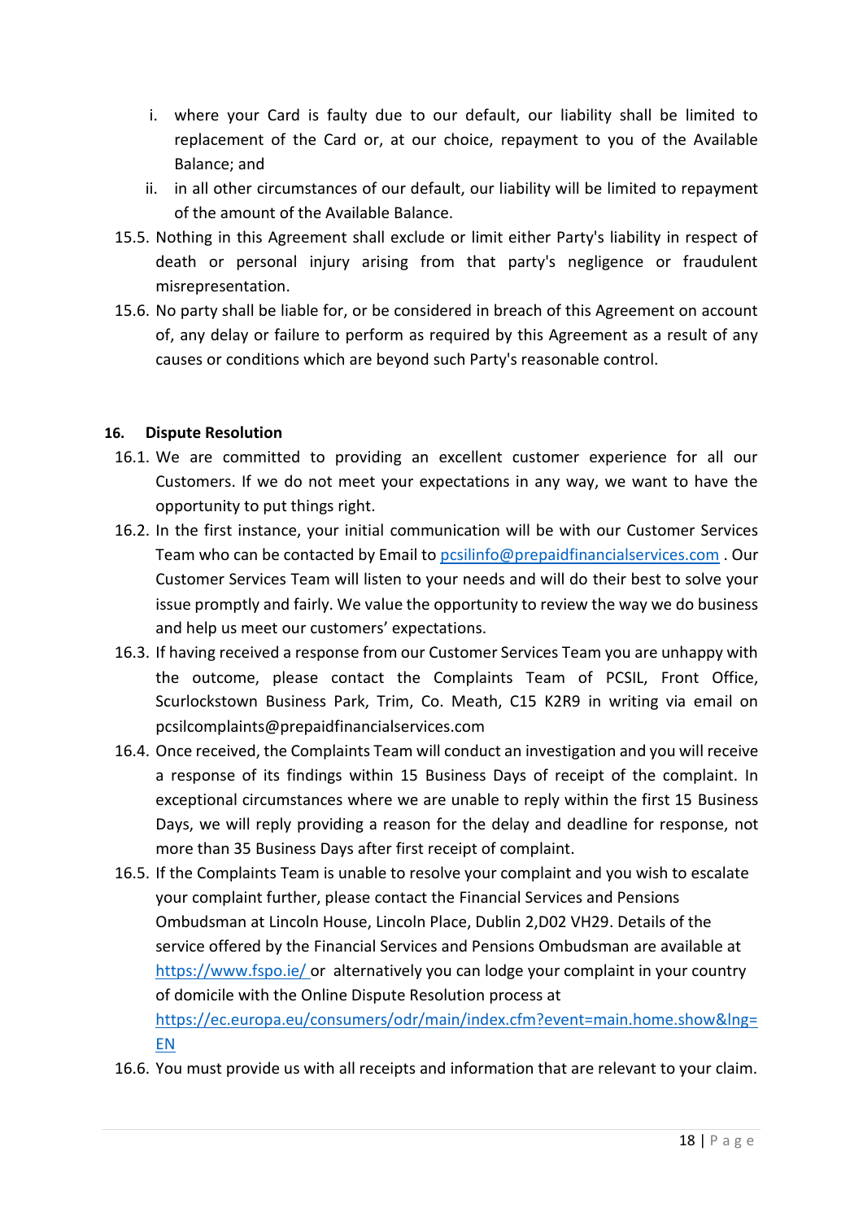i. where your Card is faulty due to our default, our liability shall be limited to replacement of the Card or, at our choice, repayment to you of the Available Balance; and
ii. in all other circumstances of our default, our liability will be limited to repayment of the amount of the Available Balance.

15.5. Nothing in this Agreement shall exclude or limit either Party's liability in respect of death or personal injury arising from that party's negligence or fraudulent misrepresentation.

15.6. No party shall be liable for, or be considered in breach of this Agreement on account of, any delay or failure to perform as required by this Agreement as a result of any causes or conditions which are beyond such Party's reasonable control.

**16. Dispute Resolution**

16.1. We are committed to providing an excellent customer experience for all our Customers. If we do not meet your expectations in any way, we want to have the opportunity to put things right.

16.2. In the first instance, your initial communication will be with our Customer Services Team who can be contacted by Email to [pcsilinfo@prepaidfinancialservices.com](mailto:pcsilinfo@prepaidfinancialservices.com) . Our Customer Services Team will listen to your needs and will do their best to solve your issue promptly and fairly. We value the opportunity to review the way we do business and help us meet our customers' expectations.

16.3. If having received a response from our Customer Services Team you are unhappy with the outcome, please contact the Complaints Team of PCSIL, Front Office, Scurlockstown Business Park, Trim, Co. Meath, C15 K2R9 in writing via email on pcsilcomplaints@prepaidfinancialservices.com

16.4. Once received, the Complaints Team will conduct an investigation and you will receive a response of its findings within 15 Business Days of receipt of the complaint. In exceptional circumstances where we are unable to reply within the first 15 Business Days, we will reply providing a reason for the delay and deadline for response, not more than 35 Business Days after first receipt of complaint.

16.5. If the Complaints Team is unable to resolve your complaint and you wish to escalate your complaint further, please contact the Financial Services and Pensions Ombudsman at Lincoln House, Lincoln Place, Dublin 2,D02 VH29. Details of the service offered by the Financial Services and Pensions Ombudsman are available at [https://www.fspo.ie/](https://www.fspo.ie/) or alternatively you can lodge your complaint in your country of domicile with the Online Dispute Resolution process at [https://ec.europa.eu/consumers/odr/main/index.cfm?event=main.home.show&lng=EN](https://ec.europa.eu/consumers/odr/main/index.cfm?event=main.home.show&lng=EN)

16.6. You must provide us with all receipts and information that are relevant to your claim.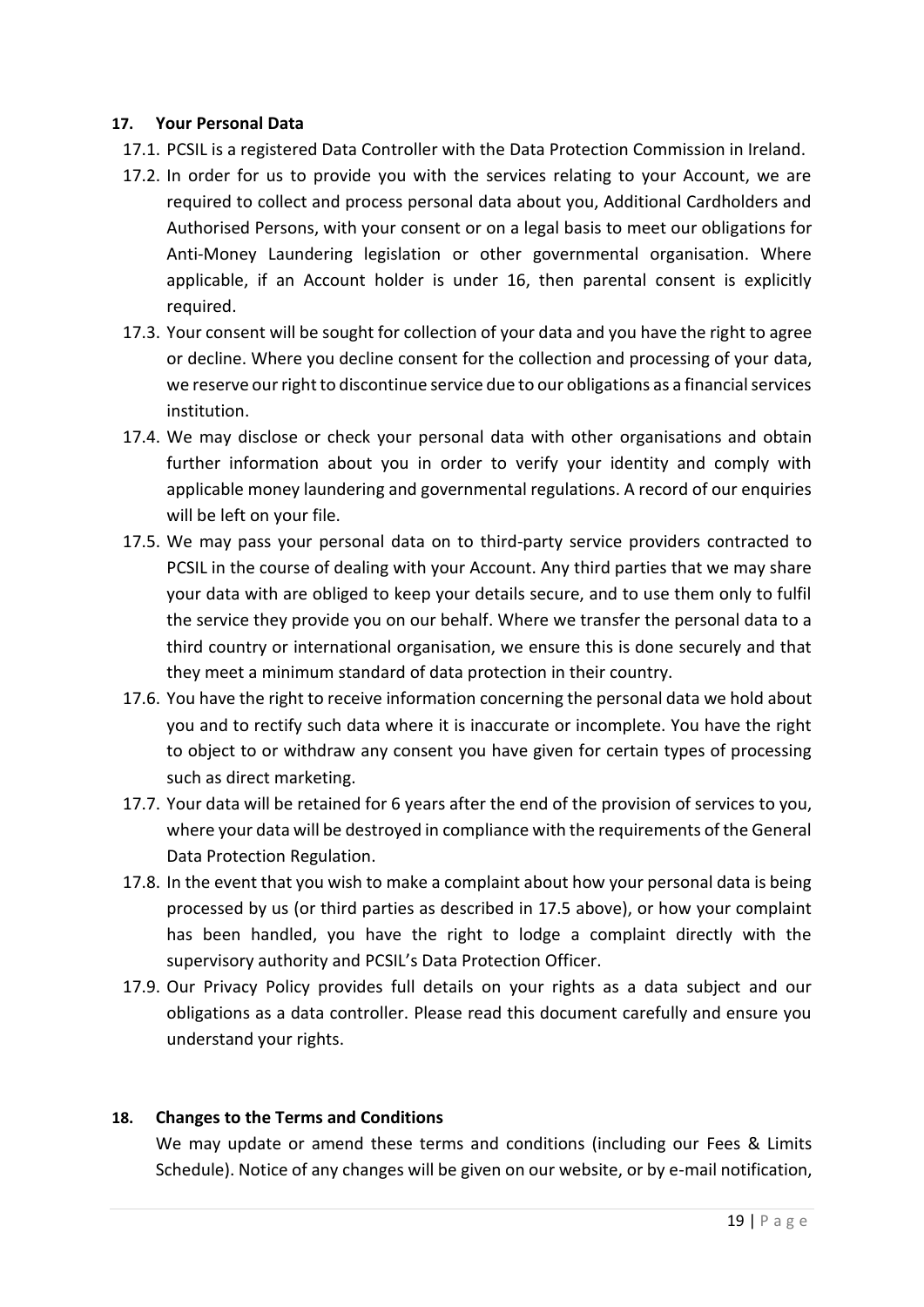## 17. Your Personal Data

17.1. PCSIL is a registered Data Controller with the Data Protection Commission in Ireland.

17.2. In order for us to provide you with the services relating to your Account, we are required to collect and process personal data about you, Additional Cardholders and Authorised Persons, with your consent or on a legal basis to meet our obligations for Anti-Money Laundering legislation or other governmental organisation. Where applicable, if an Account holder is under 16, then parental consent is explicitly required.

17.3. Your consent will be sought for collection of your data and you have the right to agree or decline. Where you decline consent for the collection and processing of your data, we reserve our right to discontinue service due to our obligations as a financial services institution.

17.4. We may disclose or check your personal data with other organisations and obtain further information about you in order to verify your identity and comply with applicable money laundering and governmental regulations. A record of our enquiries will be left on your file.

17.5. We may pass your personal data on to third-party service providers contracted to PCSIL in the course of dealing with your Account. Any third parties that we may share your data with are obliged to keep your details secure, and to use them only to fulfil the service they provide you on our behalf. Where we transfer the personal data to a third country or international organisation, we ensure this is done securely and that they meet a minimum standard of data protection in their country.

17.6. You have the right to receive information concerning the personal data we hold about you and to rectify such data where it is inaccurate or incomplete. You have the right to object to or withdraw any consent you have given for certain types of processing such as direct marketing.

17.7. Your data will be retained for 6 years after the end of the provision of services to you, where your data will be destroyed in compliance with the requirements of the General Data Protection Regulation.

17.8. In the event that you wish to make a complaint about how your personal data is being processed by us (or third parties as described in 17.5 above), or how your complaint has been handled, you have the right to lodge a complaint directly with the supervisory authority and PCSIL's Data Protection Officer.

17.9. Our Privacy Policy provides full details on your rights as a data subject and our obligations as a data controller. Please read this document carefully and ensure you understand your rights.

## 18. Changes to the Terms and Conditions

We may update or amend these terms and conditions (including our Fees & Limits Schedule). Notice of any changes will be given on our website, or by e-mail notification,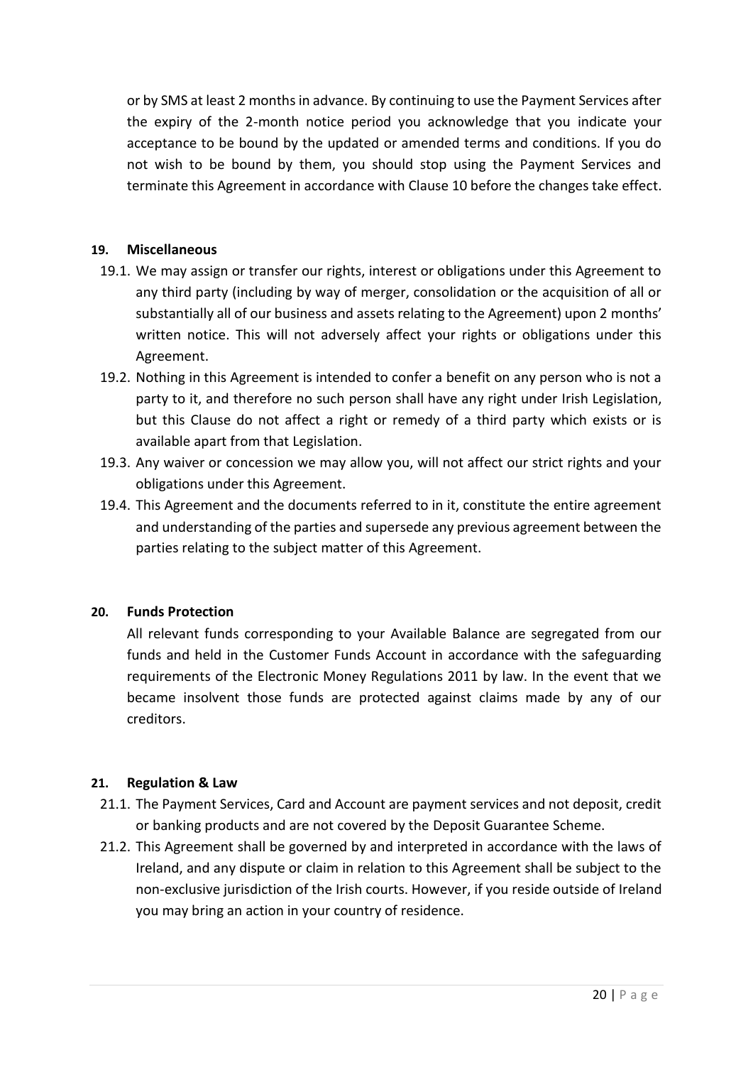or by SMS at least 2 months in advance. By continuing to use the Payment Services after the expiry of the 2-month notice period you acknowledge that you indicate your acceptance to be bound by the updated or amended terms and conditions. If you do not wish to be bound by them, you should stop using the Payment Services and terminate this Agreement in accordance with Clause 10 before the changes take effect.

**19. Miscellaneous**

19.1. We may assign or transfer our rights, interest or obligations under this Agreement to any third party (including by way of merger, consolidation or the acquisition of all or substantially all of our business and assets relating to the Agreement) upon 2 months' written notice. This will not adversely affect your rights or obligations under this Agreement.

19.2. Nothing in this Agreement is intended to confer a benefit on any person who is not a party to it, and therefore no such person shall have any right under Irish Legislation, but this Clause do not affect a right or remedy of a third party which exists or is available apart from that Legislation.

19.3. Any waiver or concession we may allow you, will not affect our strict rights and your obligations under this Agreement.

19.4. This Agreement and the documents referred to in it, constitute the entire agreement and understanding of the parties and supersede any previous agreement between the parties relating to the subject matter of this Agreement.

**20. Funds Protection**

All relevant funds corresponding to your Available Balance are segregated from our funds and held in the Customer Funds Account in accordance with the safeguarding requirements of the Electronic Money Regulations 2011 by law. In the event that we became insolvent those funds are protected against claims made by any of our creditors.

**21. Regulation & Law**

21.1. The Payment Services, Card and Account are payment services and not deposit, credit or banking products and are not covered by the Deposit Guarantee Scheme.

21.2. This Agreement shall be governed by and interpreted in accordance with the laws of Ireland, and any dispute or claim in relation to this Agreement shall be subject to the non-exclusive jurisdiction of the Irish courts. However, if you reside outside of Ireland you may bring an action in your country of residence.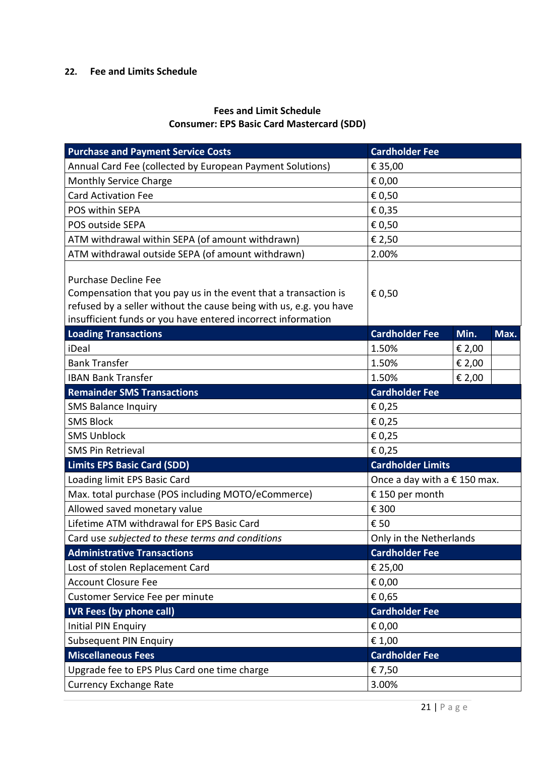## 22. Fee and Limits Schedule

**Fees and Limit Schedule**
**Consumer: EPS Basic Card Mastercard (SDD)**

| Purchase and Payment Service Costs | Cardholder Fee | | |
|---|---|---|---|
| Annual Card Fee (collected by European Payment Solutions) | € 35,00 | | |
| Monthly Service Charge | € 0,00 | | |
| Card Activation Fee | € 0,50 | | |
| POS within SEPA | € 0,35 | | |
| POS outside SEPA | € 0,50 | | |
| ATM withdrawal within SEPA (of amount withdrawn) | € 2,50 | | |
| ATM withdrawal outside SEPA (of amount withdrawn) | 2.00% | | |
| Purchase Decline Fee<br>Compensation that you pay us in the event that a transaction is refused by a seller without the cause being with us, e.g. you have insufficient funds or you have entered incorrect information | € 0,50 | | |
| **Loading Transactions** | **Cardholder Fee** | **Min.** | **Max.** |
| iDeal | 1.50% | € 2,00 | |
| Bank Transfer | 1.50% | € 2,00 | |
| IBAN Bank Transfer | 1.50% | € 2,00 | |
| **Remainder SMS Transactions** | **Cardholder Fee** | | |
| SMS Balance Inquiry | € 0,25 | | |
| SMS Block | € 0,25 | | |
| SMS Unblock | € 0,25 | | |
| SMS Pin Retrieval | € 0,25 | | |
| **Limits EPS Basic Card (SDD)** | **Cardholder Limits** | | |
| Loading limit EPS Basic Card | Once a day with a € 150 max. | | |
| Max. total purchase (POS including MOTO/eCommerce) | € 150 per month | | |
| Allowed saved monetary value | € 300 | | |
| Lifetime ATM withdrawal for EPS Basic Card | € 50 | | |
| Card use *subjected to these terms and conditions* | Only in the Netherlands | | |
| **Administrative Transactions** | **Cardholder Fee** | | |
| Lost of stolen Replacement Card | € 25,00 | | |
| Account Closure Fee | € 0,00 | | |
| Customer Service Fee per minute | € 0,65 | | |
| **IVR Fees (by phone call)** | **Cardholder Fee** | | |
| Initial PIN Enquiry | € 0,00 | | |
| Subsequent PIN Enquiry | € 1,00 | | |
| **Miscellaneous Fees** | **Cardholder Fee** | | |
| Upgrade fee to EPS Plus Card one time charge | € 7,50 | | |
| Currency Exchange Rate | 3.00% | | |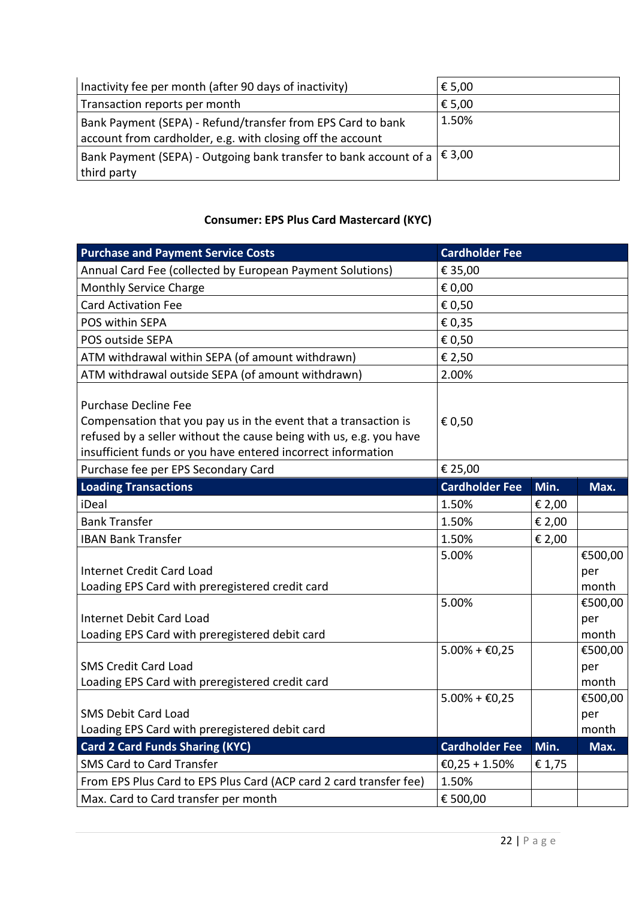| | |
|---|---|
| Inactivity fee per month (after 90 days of inactivity) | € 5,00 |
| Transaction reports per month | € 5,00 |
| Bank Payment (SEPA) - Refund/transfer from EPS Card to bank account from cardholder, e.g. with closing off the account | 1.50% |
| Bank Payment (SEPA) - Outgoing bank transfer to bank account of a third party | € 3,00 |

**Consumer: EPS Plus Card Mastercard (KYC)**

| Purchase and Payment Service Costs | Cardholder Fee | | |
|---|---|---|---|
| Annual Card Fee (collected by European Payment Solutions) | € 35,00 | | |
| Monthly Service Charge | € 0,00 | | |
| Card Activation Fee | € 0,50 | | |
| POS within SEPA | € 0,35 | | |
| POS outside SEPA | € 0,50 | | |
| ATM withdrawal within SEPA (of amount withdrawn) | € 2,50 | | |
| ATM withdrawal outside SEPA (of amount withdrawn) | 2.00% | | |
| Purchase Decline Fee<br>Compensation that you pay us in the event that a transaction is refused by a seller without the cause being with us, e.g. you have insufficient funds or you have entered incorrect information | € 0,50 | | |
| Purchase fee per EPS Secondary Card | € 25,00 | | |
| **Loading Transactions** | **Cardholder Fee** | **Min.** | **Max.** |
| iDeal | 1.50% | € 2,00 | |
| Bank Transfer | 1.50% | € 2,00 | |
| IBAN Bank Transfer | 1.50% | € 2,00 | |
| Internet Credit Card Load<br>Loading EPS Card with preregistered credit card | 5.00% | | €500,00 per month |
| Internet Debit Card Load<br>Loading EPS Card with preregistered debit card | 5.00% | | €500,00 per month |
| SMS Credit Card Load<br>Loading EPS Card with preregistered credit card | 5.00% + €0,25 | | €500,00 per month |
| SMS Debit Card Load<br>Loading EPS Card with preregistered debit card | 5.00% + €0,25 | | €500,00 per month |
| **Card 2 Card Funds Sharing (KYC)** | **Cardholder Fee** | **Min.** | **Max.** |
| SMS Card to Card Transfer | €0,25 + 1.50% | € 1,75 | |
| From EPS Plus Card to EPS Plus Card (ACP card 2 card transfer fee) | 1.50% | | |
| Max. Card to Card transfer per month | € 500,00 | | |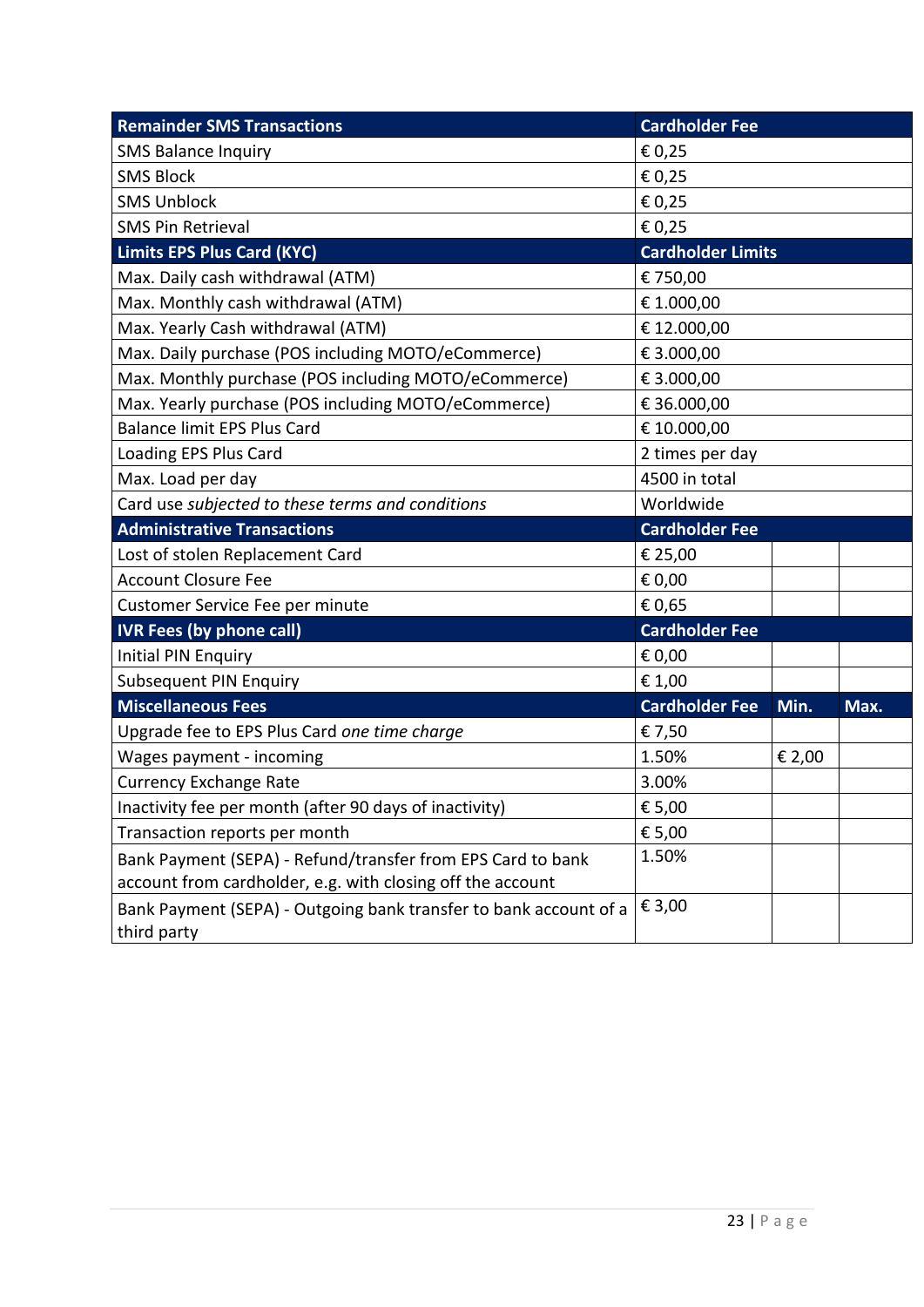| Remainder SMS Transactions | Cardholder Fee | | |
|---|---|---|---|
| SMS Balance Inquiry | € 0,25 | | |
| SMS Block | € 0,25 | | |
| SMS Unblock | € 0,25 | | |
| SMS Pin Retrieval | € 0,25 | | |
| **Limits EPS Plus Card (KYC)** | **Cardholder Limits** | | |
| Max. Daily cash withdrawal (ATM) | € 750,00 | | |
| Max. Monthly cash withdrawal (ATM) | € 1.000,00 | | |
| Max. Yearly Cash withdrawal (ATM) | € 12.000,00 | | |
| Max. Daily purchase (POS including MOTO/eCommerce) | € 3.000,00 | | |
| Max. Monthly purchase (POS including MOTO/eCommerce) | € 3.000,00 | | |
| Max. Yearly purchase (POS including MOTO/eCommerce) | € 36.000,00 | | |
| Balance limit EPS Plus Card | € 10.000,00 | | |
| Loading EPS Plus Card | 2 times per day | | |
| Max. Load per day | 4500 in total | | |
| Card use *subjected to these terms and conditions* | Worldwide | | |
| **Administrative Transactions** | **Cardholder Fee** | | |
| Lost of stolen Replacement Card | € 25,00 | | |
| Account Closure Fee | € 0,00 | | |
| Customer Service Fee per minute | € 0,65 | | |
| **IVR Fees (by phone call)** | **Cardholder Fee** | | |
| Initial PIN Enquiry | € 0,00 | | |
| Subsequent PIN Enquiry | € 1,00 | | |
| **Miscellaneous Fees** | **Cardholder Fee** | **Min.** | **Max.** |
| Upgrade fee to EPS Plus Card *one time charge* | € 7,50 | | |
| Wages payment - incoming | 1.50% | € 2,00 | |
| Currency Exchange Rate | 3.00% | | |
| Inactivity fee per month (after 90 days of inactivity) | € 5,00 | | |
| Transaction reports per month | € 5,00 | | |
| Bank Payment (SEPA) - Refund/transfer from EPS Card to bank account from cardholder, e.g. with closing off the account | 1.50% | | |
| Bank Payment (SEPA) - Outgoing bank transfer to bank account of a third party | € 3,00 | | |